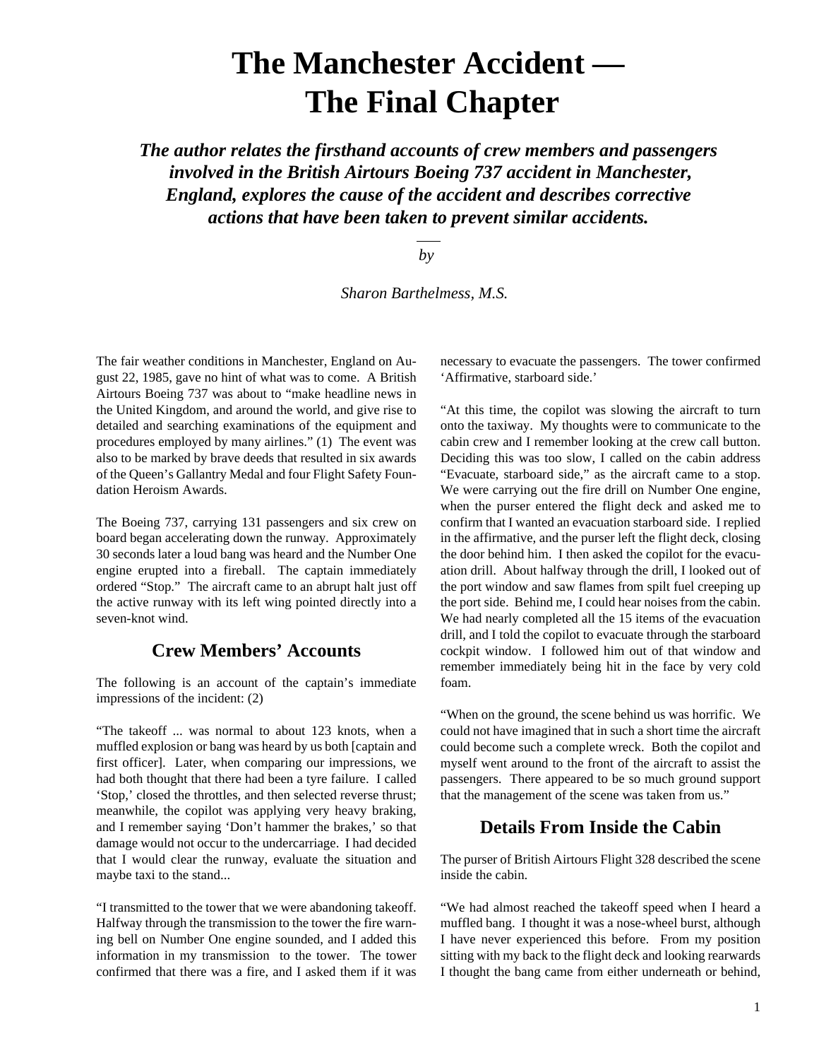# The Manchester Accident — The Final Chapter

***The author relates the firsthand accounts of crew members and passengers involved in the British Airtours Boeing 737 accident in Manchester, England, explores the cause of the accident and describes corrective actions that have been taken to prevent similar accidents.***

*by*

*Sharon Barthelmess, M.S.*

The fair weather conditions in Manchester, England on August 22, 1985, gave no hint of what was to come. A British Airtours Boeing 737 was about to "make headline news in the United Kingdom, and around the world, and give rise to detailed and searching examinations of the equipment and procedures employed by many airlines." (1) The event was also to be marked by brave deeds that resulted in six awards of the Queen's Gallantry Medal and four Flight Safety Foundation Heroism Awards.

The Boeing 737, carrying 131 passengers and six crew on board began accelerating down the runway. Approximately 30 seconds later a loud bang was heard and the Number One engine erupted into a fireball. The captain immediately ordered "Stop." The aircraft came to an abrupt halt just off the active runway with its left wing pointed directly into a seven-knot wind.

## Crew Members' Accounts

The following is an account of the captain's immediate impressions of the incident: (2)

"The takeoff ... was normal to about 123 knots, when a muffled explosion or bang was heard by us both [captain and first officer]. Later, when comparing our impressions, we had both thought that there had been a tyre failure. I called 'Stop,' closed the throttles, and then selected reverse thrust; meanwhile, the copilot was applying very heavy braking, and I remember saying 'Don't hammer the brakes,' so that damage would not occur to the undercarriage. I had decided that I would clear the runway, evaluate the situation and maybe taxi to the stand...

"I transmitted to the tower that we were abandoning takeoff. Halfway through the transmission to the tower the fire warning bell on Number One engine sounded, and I added this information in my transmission to the tower. The tower confirmed that there was a fire, and I asked them if it was necessary to evacuate the passengers. The tower confirmed 'Affirmative, starboard side.'

"At this time, the copilot was slowing the aircraft to turn onto the taxiway. My thoughts were to communicate to the cabin crew and I remember looking at the crew call button. Deciding this was too slow, I called on the cabin address "Evacuate, starboard side," as the aircraft came to a stop. We were carrying out the fire drill on Number One engine, when the purser entered the flight deck and asked me to confirm that I wanted an evacuation starboard side. I replied in the affirmative, and the purser left the flight deck, closing the door behind him. I then asked the copilot for the evacuation drill. About halfway through the drill, I looked out of the port window and saw flames from spilt fuel creeping up the port side. Behind me, I could hear noises from the cabin. We had nearly completed all the 15 items of the evacuation drill, and I told the copilot to evacuate through the starboard cockpit window. I followed him out of that window and remember immediately being hit in the face by very cold foam.

"When on the ground, the scene behind us was horrific. We could not have imagined that in such a short time the aircraft could become such a complete wreck. Both the copilot and myself went around to the front of the aircraft to assist the passengers. There appeared to be so much ground support that the management of the scene was taken from us."

## Details From Inside the Cabin

The purser of British Airtours Flight 328 described the scene inside the cabin.

"We had almost reached the takeoff speed when I heard a muffled bang. I thought it was a nose-wheel burst, although I have never experienced this before. From my position sitting with my back to the flight deck and looking rearwards I thought the bang came from either underneath or behind,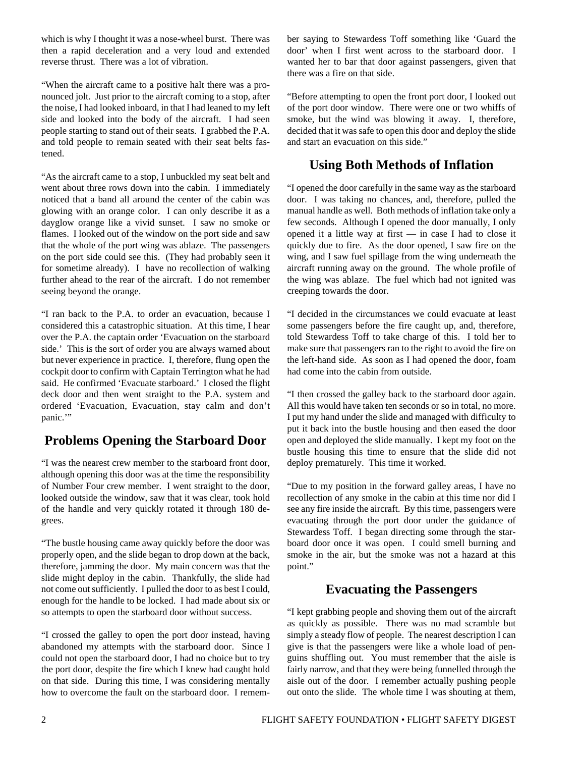which is why I thought it was a nose-wheel burst. There was then a rapid deceleration and a very loud and extended reverse thrust. There was a lot of vibration.

"When the aircraft came to a positive halt there was a pronounced jolt. Just prior to the aircraft coming to a stop, after the noise, I had looked inboard, in that I had leaned to my left side and looked into the body of the aircraft. I had seen people starting to stand out of their seats. I grabbed the P.A. and told people to remain seated with their seat belts fastened.

"As the aircraft came to a stop, I unbuckled my seat belt and went about three rows down into the cabin. I immediately noticed that a band all around the center of the cabin was glowing with an orange color. I can only describe it as a dayglow orange like a vivid sunset. I saw no smoke or flames. I looked out of the window on the port side and saw that the whole of the port wing was ablaze. The passengers on the port side could see this. (They had probably seen it for sometime already). I have no recollection of walking further ahead to the rear of the aircraft. I do not remember seeing beyond the orange.

"I ran back to the P.A. to order an evacuation, because I considered this a catastrophic situation. At this time, I hear over the P.A. the captain order 'Evacuation on the starboard side.' This is the sort of order you are always warned about but never experience in practice. I, therefore, flung open the cockpit door to confirm with Captain Terrington what he had said. He confirmed 'Evacuate starboard.' I closed the flight deck door and then went straight to the P.A. system and ordered 'Evacuation, Evacuation, stay calm and don't panic.'"

## Problems Opening the Starboard Door

"I was the nearest crew member to the starboard front door, although opening this door was at the time the responsibility of Number Four crew member. I went straight to the door, looked outside the window, saw that it was clear, took hold of the handle and very quickly rotated it through 180 degrees.

"The bustle housing came away quickly before the door was properly open, and the slide began to drop down at the back, therefore, jamming the door. My main concern was that the slide might deploy in the cabin. Thankfully, the slide had not come out sufficiently. I pulled the door to as best I could, enough for the handle to be locked. I had made about six or so attempts to open the starboard door without success.

"I crossed the galley to open the port door instead, having abandoned my attempts with the starboard door. Since I could not open the starboard door, I had no choice but to try the port door, despite the fire which I knew had caught hold on that side. During this time, I was considering mentally how to overcome the fault on the starboard door. I remember saying to Stewardess Toff something like 'Guard the door' when I first went across to the starboard door. I wanted her to bar that door against passengers, given that there was a fire on that side.

"Before attempting to open the front port door, I looked out of the port door window. There were one or two whiffs of smoke, but the wind was blowing it away. I, therefore, decided that it was safe to open this door and deploy the slide and start an evacuation on this side."

## Using Both Methods of Inflation

"I opened the door carefully in the same way as the starboard door. I was taking no chances, and, therefore, pulled the manual handle as well. Both methods of inflation take only a few seconds. Although I opened the door manually, I only opened it a little way at first — in case I had to close it quickly due to fire. As the door opened, I saw fire on the wing, and I saw fuel spillage from the wing underneath the aircraft running away on the ground. The whole profile of the wing was ablaze. The fuel which had not ignited was creeping towards the door.

"I decided in the circumstances we could evacuate at least some passengers before the fire caught up, and, therefore, told Stewardess Toff to take charge of this. I told her to make sure that passengers ran to the right to avoid the fire on the left-hand side. As soon as I had opened the door, foam had come into the cabin from outside.

"I then crossed the galley back to the starboard door again. All this would have taken ten seconds or so in total, no more. I put my hand under the slide and managed with difficulty to put it back into the bustle housing and then eased the door open and deployed the slide manually. I kept my foot on the bustle housing this time to ensure that the slide did not deploy prematurely. This time it worked.

"Due to my position in the forward galley areas, I have no recollection of any smoke in the cabin at this time nor did I see any fire inside the aircraft. By this time, passengers were evacuating through the port door under the guidance of Stewardess Toff. I began directing some through the starboard door once it was open. I could smell burning and smoke in the air, but the smoke was not a hazard at this point."

## Evacuating the Passengers

"I kept grabbing people and shoving them out of the aircraft as quickly as possible. There was no mad scramble but simply a steady flow of people. The nearest description I can give is that the passengers were like a whole load of penguins shuffling out. You must remember that the aisle is fairly narrow, and that they were being funnelled through the aisle out of the door. I remember actually pushing people out onto the slide. The whole time I was shouting at them,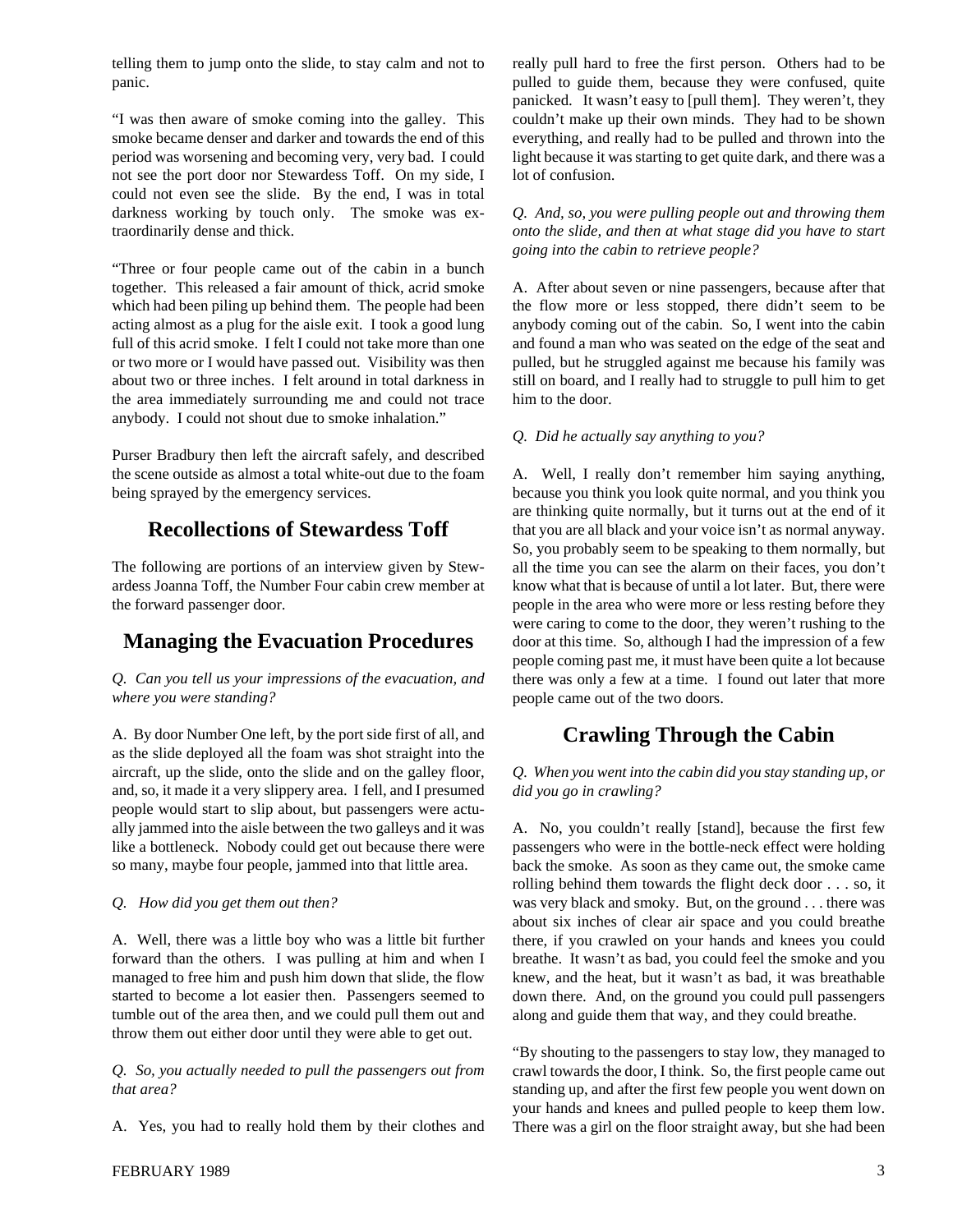telling them to jump onto the slide, to stay calm and not to panic.

"I was then aware of smoke coming into the galley. This smoke became denser and darker and towards the end of this period was worsening and becoming very, very bad. I could not see the port door nor Stewardess Toff. On my side, I could not even see the slide. By the end, I was in total darkness working by touch only. The smoke was extraordinarily dense and thick.

"Three or four people came out of the cabin in a bunch together. This released a fair amount of thick, acrid smoke which had been piling up behind them. The people had been acting almost as a plug for the aisle exit. I took a good lung full of this acrid smoke. I felt I could not take more than one or two more or I would have passed out. Visibility was then about two or three inches. I felt around in total darkness in the area immediately surrounding me and could not trace anybody. I could not shout due to smoke inhalation."

Purser Bradbury then left the aircraft safely, and described the scene outside as almost a total white-out due to the foam being sprayed by the emergency services.

## Recollections of Stewardess Toff

The following are portions of an interview given by Stewardess Joanna Toff, the Number Four cabin crew member at the forward passenger door.

## Managing the Evacuation Procedures

*Q. Can you tell us your impressions of the evacuation, and where you were standing?*

A. By door Number One left, by the port side first of all, and as the slide deployed all the foam was shot straight into the aircraft, up the slide, onto the slide and on the galley floor, and, so, it made it a very slippery area. I fell, and I presumed people would start to slip about, but passengers were actually jammed into the aisle between the two galleys and it was like a bottleneck. Nobody could get out because there were so many, maybe four people, jammed into that little area.

*Q. How did you get them out then?*

A. Well, there was a little boy who was a little bit further forward than the others. I was pulling at him and when I managed to free him and push him down that slide, the flow started to become a lot easier then. Passengers seemed to tumble out of the area then, and we could pull them out and throw them out either door until they were able to get out.

*Q. So, you actually needed to pull the passengers out from that area?*

A. Yes, you had to really hold them by their clothes and really pull hard to free the first person. Others had to be pulled to guide them, because they were confused, quite panicked. It wasn't easy to [pull them]. They weren't, they couldn't make up their own minds. They had to be shown everything, and really had to be pulled and thrown into the light because it was starting to get quite dark, and there was a lot of confusion.

*Q. And, so, you were pulling people out and throwing them onto the slide, and then at what stage did you have to start going into the cabin to retrieve people?*

A. After about seven or nine passengers, because after that the flow more or less stopped, there didn't seem to be anybody coming out of the cabin. So, I went into the cabin and found a man who was seated on the edge of the seat and pulled, but he struggled against me because his family was still on board, and I really had to struggle to pull him to get him to the door.

*Q. Did he actually say anything to you?*

A. Well, I really don't remember him saying anything, because you think you look quite normal, and you think you are thinking quite normally, but it turns out at the end of it that you are all black and your voice isn't as normal anyway. So, you probably seem to be speaking to them normally, but all the time you can see the alarm on their faces, you don't know what that is because of until a lot later. But, there were people in the area who were more or less resting before they were caring to come to the door, they weren't rushing to the door at this time. So, although I had the impression of a few people coming past me, it must have been quite a lot because there was only a few at a time. I found out later that more people came out of the two doors.

## Crawling Through the Cabin

*Q. When you went into the cabin did you stay standing up, or did you go in crawling?*

A. No, you couldn't really [stand], because the first few passengers who were in the bottle-neck effect were holding back the smoke. As soon as they came out, the smoke came rolling behind them towards the flight deck door . . . so, it was very black and smoky. But, on the ground . . . there was about six inches of clear air space and you could breathe there, if you crawled on your hands and knees you could breathe. It wasn't as bad, you could feel the smoke and you knew, and the heat, but it wasn't as bad, it was breathable down there. And, on the ground you could pull passengers along and guide them that way, and they could breathe.

"By shouting to the passengers to stay low, they managed to crawl towards the door, I think. So, the first people came out standing up, and after the first few people you went down on your hands and knees and pulled people to keep them low. There was a girl on the floor straight away, but she had been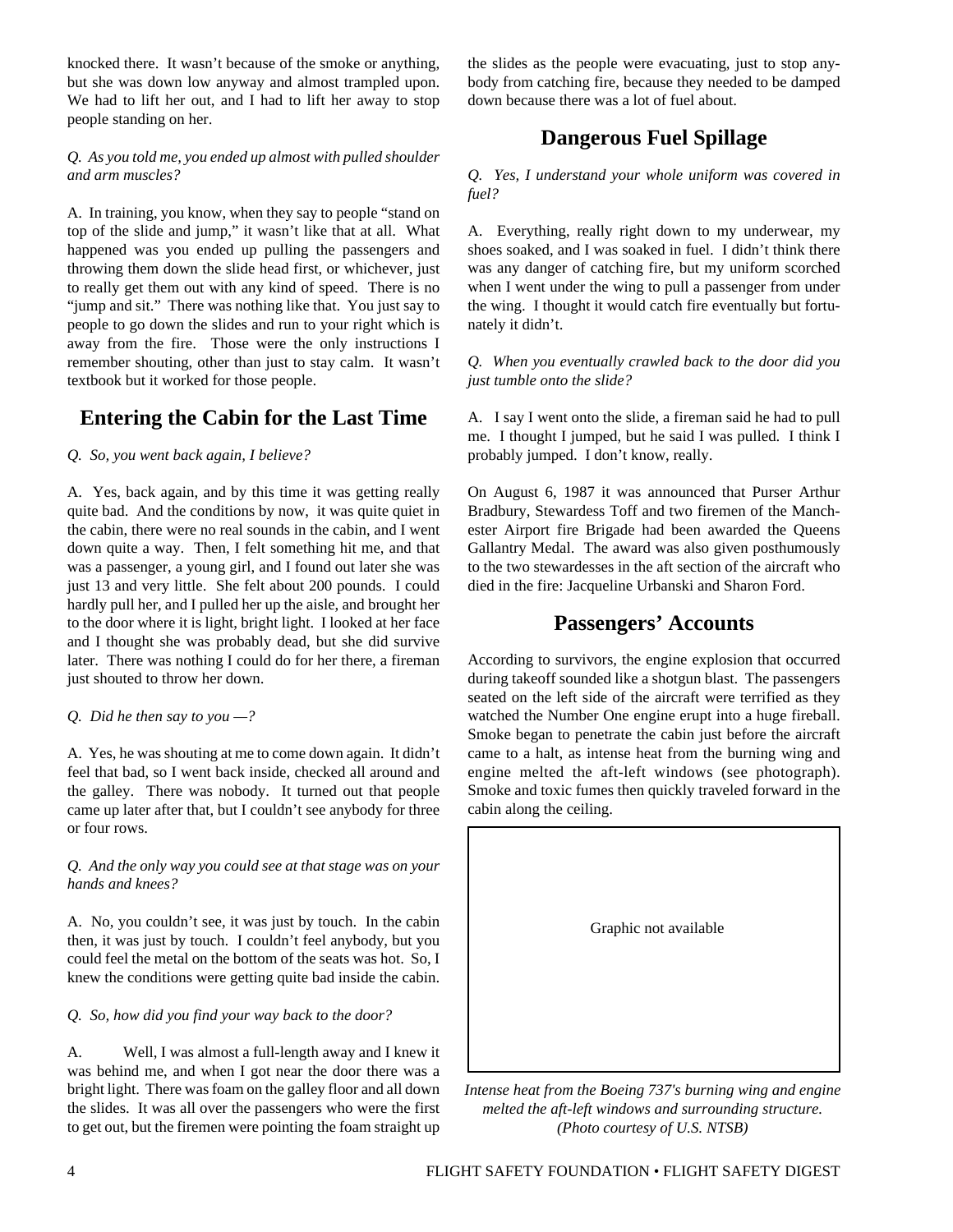knocked there. It wasn't because of the smoke or anything, but she was down low anyway and almost trampled upon. We had to lift her out, and I had to lift her away to stop people standing on her.

*Q. As you told me, you ended up almost with pulled shoulder and arm muscles?*

A. In training, you know, when they say to people "stand on top of the slide and jump," it wasn't like that at all. What happened was you ended up pulling the passengers and throwing them down the slide head first, or whichever, just to really get them out with any kind of speed. There is no "jump and sit." There was nothing like that. You just say to people to go down the slides and run to your right which is away from the fire. Those were the only instructions I remember shouting, other than just to stay calm. It wasn't textbook but it worked for those people.

## Entering the Cabin for the Last Time

*Q. So, you went back again, I believe?*

A. Yes, back again, and by this time it was getting really quite bad. And the conditions by now, it was quite quiet in the cabin, there were no real sounds in the cabin, and I went down quite a way. Then, I felt something hit me, and that was a passenger, a young girl, and I found out later she was just 13 and very little. She felt about 200 pounds. I could hardly pull her, and I pulled her up the aisle, and brought her to the door where it is light, bright light. I looked at her face and I thought she was probably dead, but she did survive later. There was nothing I could do for her there, a fireman just shouted to throw her down.

*Q. Did he then say to you —?*

A. Yes, he was shouting at me to come down again. It didn't feel that bad, so I went back inside, checked all around and the galley. There was nobody. It turned out that people came up later after that, but I couldn't see anybody for three or four rows.

*Q. And the only way you could see at that stage was on your hands and knees?*

A. No, you couldn't see, it was just by touch. In the cabin then, it was just by touch. I couldn't feel anybody, but you could feel the metal on the bottom of the seats was hot. So, I knew the conditions were getting quite bad inside the cabin.

*Q. So, how did you find your way back to the door?*

A. Well, I was almost a full-length away and I knew it was behind me, and when I got near the door there was a bright light. There was foam on the galley floor and all down the slides. It was all over the passengers who were the first to get out, but the firemen were pointing the foam straight up the slides as the people were evacuating, just to stop anybody from catching fire, because they needed to be damped down because there was a lot of fuel about.

## Dangerous Fuel Spillage

*Q. Yes, I understand your whole uniform was covered in fuel?*

A. Everything, really right down to my underwear, my shoes soaked, and I was soaked in fuel. I didn't think there was any danger of catching fire, but my uniform scorched when I went under the wing to pull a passenger from under the wing. I thought it would catch fire eventually but fortunately it didn't.

*Q. When you eventually crawled back to the door did you just tumble onto the slide?*

A. I say I went onto the slide, a fireman said he had to pull me. I thought I jumped, but he said I was pulled. I think I probably jumped. I don't know, really.

On August 6, 1987 it was announced that Purser Arthur Bradbury, Stewardess Toff and two firemen of the Manchester Airport fire Brigade had been awarded the Queens Gallantry Medal. The award was also given posthumously to the two stewardesses in the aft section of the aircraft who died in the fire: Jacqueline Urbanski and Sharon Ford.

## Passengers' Accounts

According to survivors, the engine explosion that occurred during takeoff sounded like a shotgun blast. The passengers seated on the left side of the aircraft were terrified as they watched the Number One engine erupt into a huge fireball. Smoke began to penetrate the cabin just before the aircraft came to a halt, as intense heat from the burning wing and engine melted the aft-left windows (see photograph). Smoke and toxic fumes then quickly traveled forward in the cabin along the ceiling.

Graphic not available

*Intense heat from the Boeing 737's burning wing and engine melted the aft-left windows and surrounding structure. (Photo courtesy of U.S. NTSB)*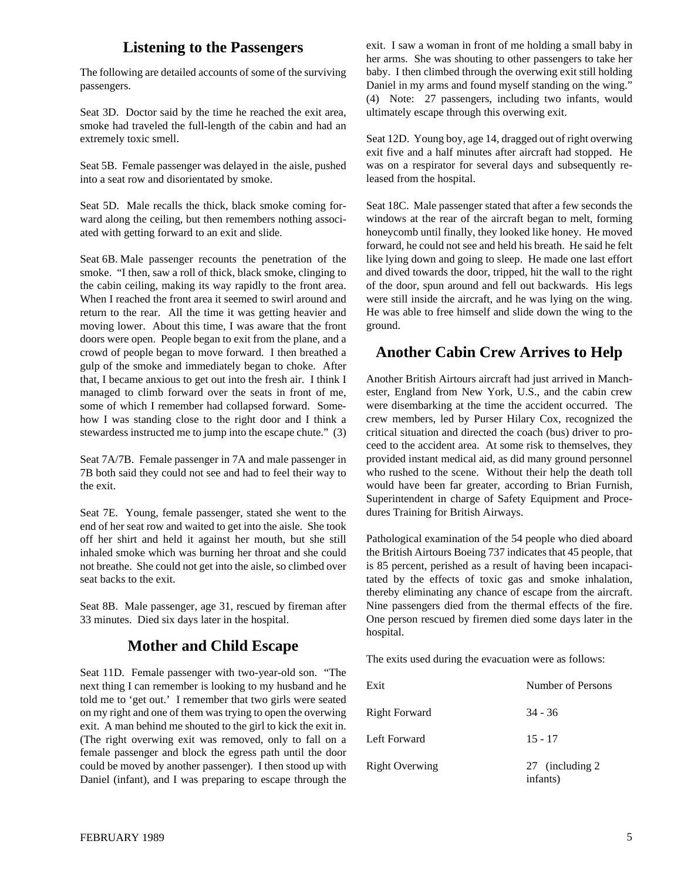## Listening to the Passengers

The following are detailed accounts of some of the surviving passengers.

Seat 3D. Doctor said by the time he reached the exit area, smoke had traveled the full-length of the cabin and had an extremely toxic smell.

Seat 5B. Female passenger was delayed in the aisle, pushed into a seat row and disorientated by smoke.

Seat 5D. Male recalls the thick, black smoke coming forward along the ceiling, but then remembers nothing associated with getting forward to an exit and slide.

Seat 6B. Male passenger recounts the penetration of the smoke. "I then, saw a roll of thick, black smoke, clinging to the cabin ceiling, making its way rapidly to the front area. When I reached the front area it seemed to swirl around and return to the rear. All the time it was getting heavier and moving lower. About this time, I was aware that the front doors were open. People began to exit from the plane, and a crowd of people began to move forward. I then breathed a gulp of the smoke and immediately began to choke. After that, I became anxious to get out into the fresh air. I think I managed to climb forward over the seats in front of me, some of which I remember had collapsed forward. Somehow I was standing close to the right door and I think a stewardess instructed me to jump into the escape chute." (3)

Seat 7A/7B. Female passenger in 7A and male passenger in 7B both said they could not see and had to feel their way to the exit.

Seat 7E. Young, female passenger, stated she went to the end of her seat row and waited to get into the aisle. She took off her shirt and held it against her mouth, but she still inhaled smoke which was burning her throat and she could not breathe. She could not get into the aisle, so climbed over seat backs to the exit.

Seat 8B. Male passenger, age 31, rescued by fireman after 33 minutes. Died six days later in the hospital.

## Mother and Child Escape

Seat 11D. Female passenger with two-year-old son. "The next thing I can remember is looking to my husband and he told me to 'get out.' I remember that two girls were seated on my right and one of them was trying to open the overwing exit. A man behind me shouted to the girl to kick the exit in. (The right overwing exit was removed, only to fall on a female passenger and block the egress path until the door could be moved by another passenger). I then stood up with Daniel (infant), and I was preparing to escape through the exit. I saw a woman in front of me holding a small baby in her arms. She was shouting to other passengers to take her baby. I then climbed through the overwing exit still holding Daniel in my arms and found myself standing on the wing." (4) Note: 27 passengers, including two infants, would ultimately escape through this overwing exit.

Seat 12D. Young boy, age 14, dragged out of right overwing exit five and a half minutes after aircraft had stopped. He was on a respirator for several days and subsequently released from the hospital.

Seat 18C. Male passenger stated that after a few seconds the windows at the rear of the aircraft began to melt, forming honeycomb until finally, they looked like honey. He moved forward, he could not see and held his breath. He said he felt like lying down and going to sleep. He made one last effort and dived towards the door, tripped, hit the wall to the right of the door, spun around and fell out backwards. His legs were still inside the aircraft, and he was lying on the wing. He was able to free himself and slide down the wing to the ground.

## Another Cabin Crew Arrives to Help

Another British Airtours aircraft had just arrived in Manchester, England from New York, U.S., and the cabin crew were disembarking at the time the accident occurred. The crew members, led by Purser Hilary Cox, recognized the critical situation and directed the coach (bus) driver to proceed to the accident area. At some risk to themselves, they provided instant medical aid, as did many ground personnel who rushed to the scene. Without their help the death toll would have been far greater, according to Brian Furnish, Superintendent in charge of Safety Equipment and Procedures Training for British Airways.

Pathological examination of the 54 people who died aboard the British Airtours Boeing 737 indicates that 45 people, that is 85 percent, perished as a result of having been incapacitated by the effects of toxic gas and smoke inhalation, thereby eliminating any chance of escape from the aircraft. Nine passengers died from the thermal effects of the fire. One person rescued by firemen died some days later in the hospital.

The exits used during the evacuation were as follows:

| Exit | Number of Persons |
|---|---|
| Right Forward | 34 - 36 |
| Left Forward | 15 - 17 |
| Right Overwing | 27 (including 2 infants) |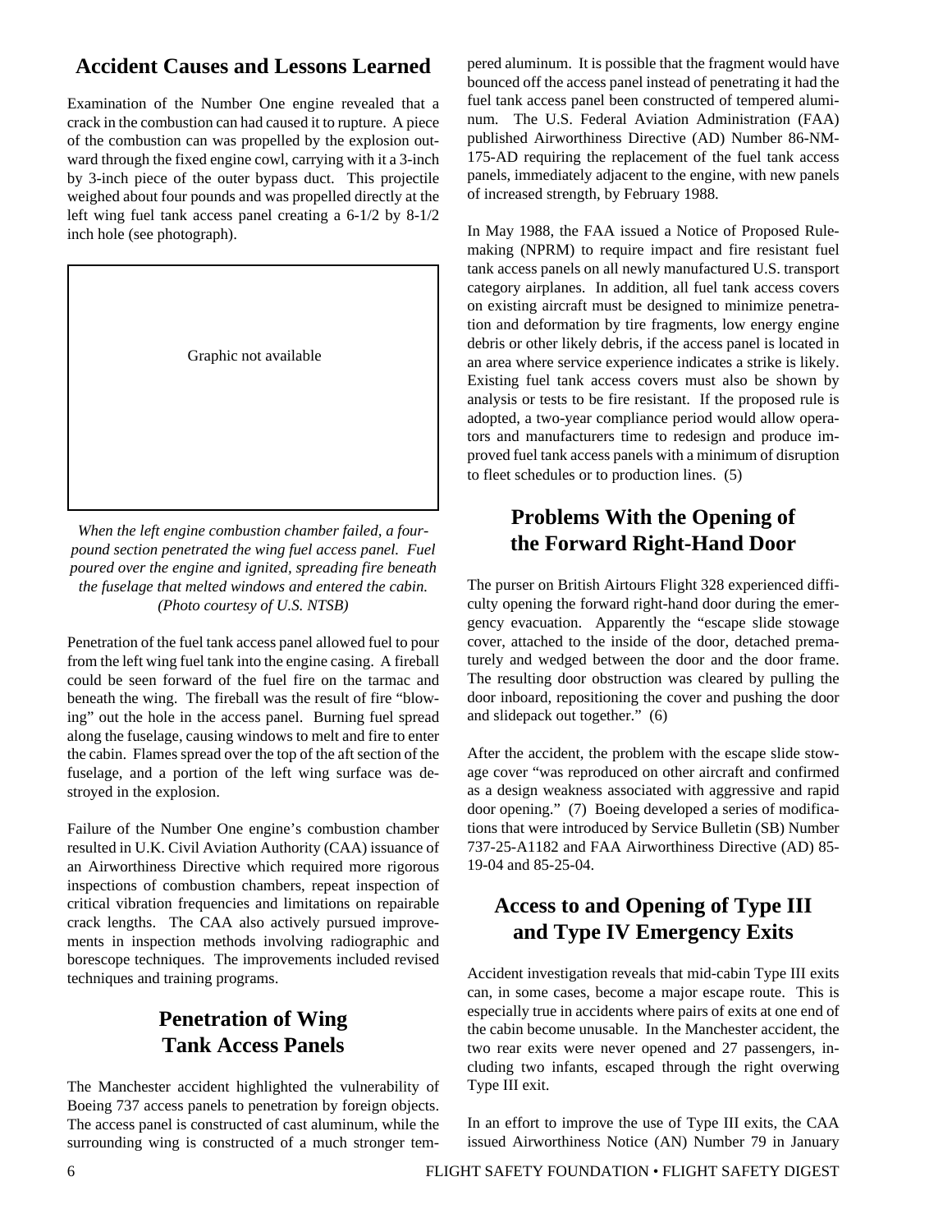## Accident Causes and Lessons Learned

Examination of the Number One engine revealed that a crack in the combustion can had caused it to rupture. A piece of the combustion can was propelled by the explosion outward through the fixed engine cowl, carrying with it a 3-inch by 3-inch piece of the outer bypass duct. This projectile weighed about four pounds and was propelled directly at the left wing fuel tank access panel creating a 6-1/2 by 8-1/2 inch hole (see photograph).

Graphic not available

*When the left engine combustion chamber failed, a four-pound section penetrated the wing fuel access panel. Fuel poured over the engine and ignited, spreading fire beneath the fuselage that melted windows and entered the cabin. (Photo courtesy of U.S. NTSB)*

Penetration of the fuel tank access panel allowed fuel to pour from the left wing fuel tank into the engine casing. A fireball could be seen forward of the fuel fire on the tarmac and beneath the wing. The fireball was the result of fire "blowing" out the hole in the access panel. Burning fuel spread along the fuselage, causing windows to melt and fire to enter the cabin. Flames spread over the top of the aft section of the fuselage, and a portion of the left wing surface was destroyed in the explosion.

Failure of the Number One engine's combustion chamber resulted in U.K. Civil Aviation Authority (CAA) issuance of an Airworthiness Directive which required more rigorous inspections of combustion chambers, repeat inspection of critical vibration frequencies and limitations on repairable crack lengths. The CAA also actively pursued improvements in inspection methods involving radiographic and borescope techniques. The improvements included revised techniques and training programs.

## Penetration of Wing Tank Access Panels

The Manchester accident highlighted the vulnerability of Boeing 737 access panels to penetration by foreign objects. The access panel is constructed of cast aluminum, while the surrounding wing is constructed of a much stronger tempered aluminum. It is possible that the fragment would have bounced off the access panel instead of penetrating it had the fuel tank access panel been constructed of tempered aluminum. The U.S. Federal Aviation Administration (FAA) published Airworthiness Directive (AD) Number 86-NM-175-AD requiring the replacement of the fuel tank access panels, immediately adjacent to the engine, with new panels of increased strength, by February 1988.

In May 1988, the FAA issued a Notice of Proposed Rulemaking (NPRM) to require impact and fire resistant fuel tank access panels on all newly manufactured U.S. transport category airplanes. In addition, all fuel tank access covers on existing aircraft must be designed to minimize penetration and deformation by tire fragments, low energy engine debris or other likely debris, if the access panel is located in an area where service experience indicates a strike is likely. Existing fuel tank access covers must also be shown by analysis or tests to be fire resistant. If the proposed rule is adopted, a two-year compliance period would allow operators and manufacturers time to redesign and produce improved fuel tank access panels with a minimum of disruption to fleet schedules or to production lines. (5)

## Problems With the Opening of the Forward Right-Hand Door

The purser on British Airtours Flight 328 experienced difficulty opening the forward right-hand door during the emergency evacuation. Apparently the "escape slide stowage cover, attached to the inside of the door, detached prematurely and wedged between the door and the door frame. The resulting door obstruction was cleared by pulling the door inboard, repositioning the cover and pushing the door and slidepack out together." (6)

After the accident, the problem with the escape slide stowage cover "was reproduced on other aircraft and confirmed as a design weakness associated with aggressive and rapid door opening." (7) Boeing developed a series of modifications that were introduced by Service Bulletin (SB) Number 737-25-A1182 and FAA Airworthiness Directive (AD) 85-19-04 and 85-25-04.

## Access to and Opening of Type III and Type IV Emergency Exits

Accident investigation reveals that mid-cabin Type III exits can, in some cases, become a major escape route. This is especially true in accidents where pairs of exits at one end of the cabin become unusable. In the Manchester accident, the two rear exits were never opened and 27 passengers, including two infants, escaped through the right overwing Type III exit.

In an effort to improve the use of Type III exits, the CAA issued Airworthiness Notice (AN) Number 79 in January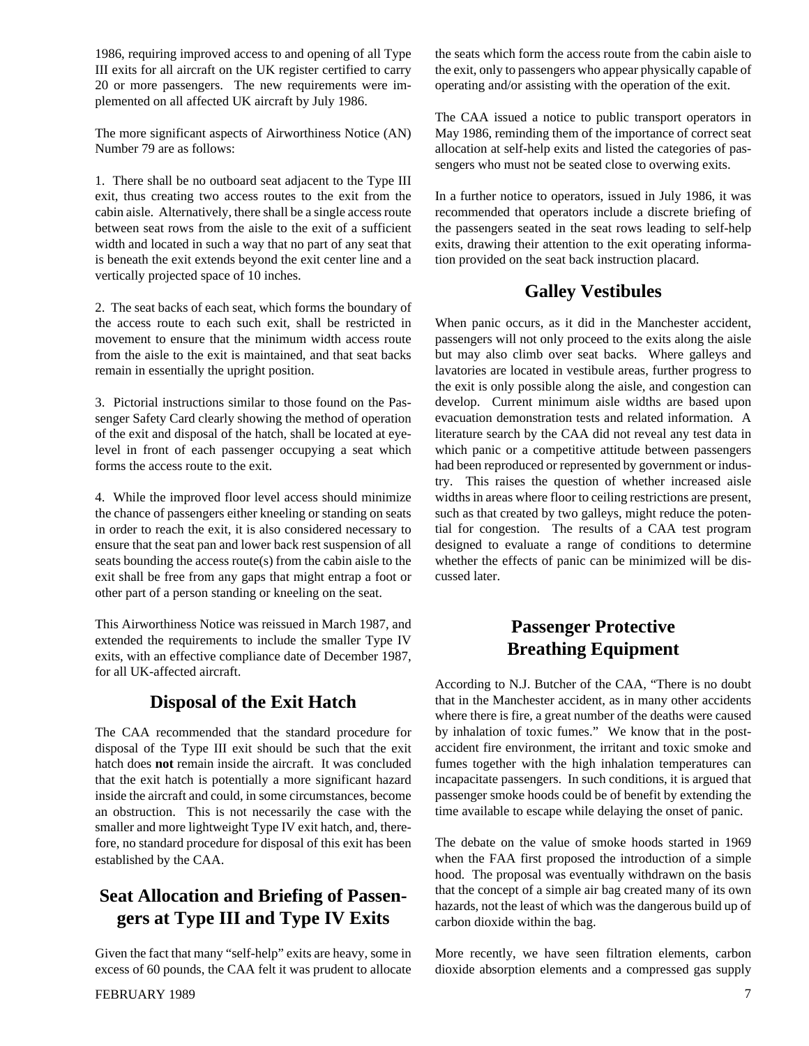1986, requiring improved access to and opening of all Type III exits for all aircraft on the UK register certified to carry 20 or more passengers. The new requirements were implemented on all affected UK aircraft by July 1986.

The more significant aspects of Airworthiness Notice (AN) Number 79 are as follows:

1. There shall be no outboard seat adjacent to the Type III exit, thus creating two access routes to the exit from the cabin aisle. Alternatively, there shall be a single access route between seat rows from the aisle to the exit of a sufficient width and located in such a way that no part of any seat that is beneath the exit extends beyond the exit center line and a vertically projected space of 10 inches.

2. The seat backs of each seat, which forms the boundary of the access route to each such exit, shall be restricted in movement to ensure that the minimum width access route from the aisle to the exit is maintained, and that seat backs remain in essentially the upright position.

3. Pictorial instructions similar to those found on the Passenger Safety Card clearly showing the method of operation of the exit and disposal of the hatch, shall be located at eye-level in front of each passenger occupying a seat which forms the access route to the exit.

4. While the improved floor level access should minimize the chance of passengers either kneeling or standing on seats in order to reach the exit, it is also considered necessary to ensure that the seat pan and lower back rest suspension of all seats bounding the access route(s) from the cabin aisle to the exit shall be free from any gaps that might entrap a foot or other part of a person standing or kneeling on the seat.

This Airworthiness Notice was reissued in March 1987, and extended the requirements to include the smaller Type IV exits, with an effective compliance date of December 1987, for all UK-affected aircraft.

## Disposal of the Exit Hatch

The CAA recommended that the standard procedure for disposal of the Type III exit should be such that the exit hatch does **not** remain inside the aircraft. It was concluded that the exit hatch is potentially a more significant hazard inside the aircraft and could, in some circumstances, become an obstruction. This is not necessarily the case with the smaller and more lightweight Type IV exit hatch, and, therefore, no standard procedure for disposal of this exit has been established by the CAA.

## Seat Allocation and Briefing of Passengers at Type III and Type IV Exits

Given the fact that many "self-help" exits are heavy, some in excess of 60 pounds, the CAA felt it was prudent to allocate the seats which form the access route from the cabin aisle to the exit, only to passengers who appear physically capable of operating and/or assisting with the operation of the exit.

The CAA issued a notice to public transport operators in May 1986, reminding them of the importance of correct seat allocation at self-help exits and listed the categories of passengers who must not be seated close to overwing exits.

In a further notice to operators, issued in July 1986, it was recommended that operators include a discrete briefing of the passengers seated in the seat rows leading to self-help exits, drawing their attention to the exit operating information provided on the seat back instruction placard.

## Galley Vestibules

When panic occurs, as it did in the Manchester accident, passengers will not only proceed to the exits along the aisle but may also climb over seat backs. Where galleys and lavatories are located in vestibule areas, further progress to the exit is only possible along the aisle, and congestion can develop. Current minimum aisle widths are based upon evacuation demonstration tests and related information. A literature search by the CAA did not reveal any test data in which panic or a competitive attitude between passengers had been reproduced or represented by government or industry. This raises the question of whether increased aisle widths in areas where floor to ceiling restrictions are present, such as that created by two galleys, might reduce the potential for congestion. The results of a CAA test program designed to evaluate a range of conditions to determine whether the effects of panic can be minimized will be discussed later.

## Passenger Protective Breathing Equipment

According to N.J. Butcher of the CAA, "There is no doubt that in the Manchester accident, as in many other accidents where there is fire, a great number of the deaths were caused by inhalation of toxic fumes." We know that in the post-accident fire environment, the irritant and toxic smoke and fumes together with the high inhalation temperatures can incapacitate passengers. In such conditions, it is argued that passenger smoke hoods could be of benefit by extending the time available to escape while delaying the onset of panic.

The debate on the value of smoke hoods started in 1969 when the FAA first proposed the introduction of a simple hood. The proposal was eventually withdrawn on the basis that the concept of a simple air bag created many of its own hazards, not the least of which was the dangerous build up of carbon dioxide within the bag.

More recently, we have seen filtration elements, carbon dioxide absorption elements and a compressed gas supply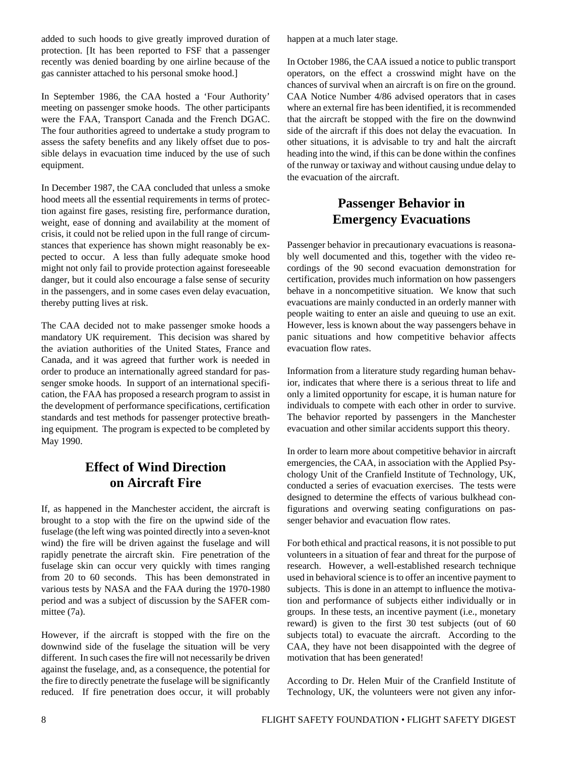added to such hoods to give greatly improved duration of protection. [It has been reported to FSF that a passenger recently was denied boarding by one airline because of the gas cannister attached to his personal smoke hood.]

In September 1986, the CAA hosted a 'Four Authority' meeting on passenger smoke hoods. The other participants were the FAA, Transport Canada and the French DGAC. The four authorities agreed to undertake a study program to assess the safety benefits and any likely offset due to possible delays in evacuation time induced by the use of such equipment.

In December 1987, the CAA concluded that unless a smoke hood meets all the essential requirements in terms of protection against fire gases, resisting fire, performance duration, weight, ease of donning and availability at the moment of crisis, it could not be relied upon in the full range of circumstances that experience has shown might reasonably be expected to occur. A less than fully adequate smoke hood might not only fail to provide protection against foreseeable danger, but it could also encourage a false sense of security in the passengers, and in some cases even delay evacuation, thereby putting lives at risk.

The CAA decided not to make passenger smoke hoods a mandatory UK requirement. This decision was shared by the aviation authorities of the United States, France and Canada, and it was agreed that further work is needed in order to produce an internationally agreed standard for passenger smoke hoods. In support of an international specification, the FAA has proposed a research program to assist in the development of performance specifications, certification standards and test methods for passenger protective breathing equipment. The program is expected to be completed by May 1990.

## Effect of Wind Direction on Aircraft Fire

If, as happened in the Manchester accident, the aircraft is brought to a stop with the fire on the upwind side of the fuselage (the left wing was pointed directly into a seven-knot wind) the fire will be driven against the fuselage and will rapidly penetrate the aircraft skin. Fire penetration of the fuselage skin can occur very quickly with times ranging from 20 to 60 seconds. This has been demonstrated in various tests by NASA and the FAA during the 1970-1980 period and was a subject of discussion by the SAFER committee (7a).

However, if the aircraft is stopped with the fire on the downwind side of the fuselage the situation will be very different. In such cases the fire will not necessarily be driven against the fuselage, and, as a consequence, the potential for the fire to directly penetrate the fuselage will be significantly reduced. If fire penetration does occur, it will probably happen at a much later stage.

In October 1986, the CAA issued a notice to public transport operators, on the effect a crosswind might have on the chances of survival when an aircraft is on fire on the ground. CAA Notice Number 4/86 advised operators that in cases where an external fire has been identified, it is recommended that the aircraft be stopped with the fire on the downwind side of the aircraft if this does not delay the evacuation. In other situations, it is advisable to try and halt the aircraft heading into the wind, if this can be done within the confines of the runway or taxiway and without causing undue delay to the evacuation of the aircraft.

## Passenger Behavior in Emergency Evacuations

Passenger behavior in precautionary evacuations is reasonably well documented and this, together with the video recordings of the 90 second evacuation demonstration for certification, provides much information on how passengers behave in a noncompetitive situation. We know that such evacuations are mainly conducted in an orderly manner with people waiting to enter an aisle and queuing to use an exit. However, less is known about the way passengers behave in panic situations and how competitive behavior affects evacuation flow rates.

Information from a literature study regarding human behavior, indicates that where there is a serious threat to life and only a limited opportunity for escape, it is human nature for individuals to compete with each other in order to survive. The behavior reported by passengers in the Manchester evacuation and other similar accidents support this theory.

In order to learn more about competitive behavior in aircraft emergencies, the CAA, in association with the Applied Psychology Unit of the Cranfield Institute of Technology, UK, conducted a series of evacuation exercises. The tests were designed to determine the effects of various bulkhead configurations and overwing seating configurations on passenger behavior and evacuation flow rates.

For both ethical and practical reasons, it is not possible to put volunteers in a situation of fear and threat for the purpose of research. However, a well-established research technique used in behavioral science is to offer an incentive payment to subjects. This is done in an attempt to influence the motivation and performance of subjects either individually or in groups. In these tests, an incentive payment (i.e., monetary reward) is given to the first 30 test subjects (out of 60 subjects total) to evacuate the aircraft. According to the CAA, they have not been disappointed with the degree of motivation that has been generated!

According to Dr. Helen Muir of the Cranfield Institute of Technology, UK, the volunteers were not given any infor-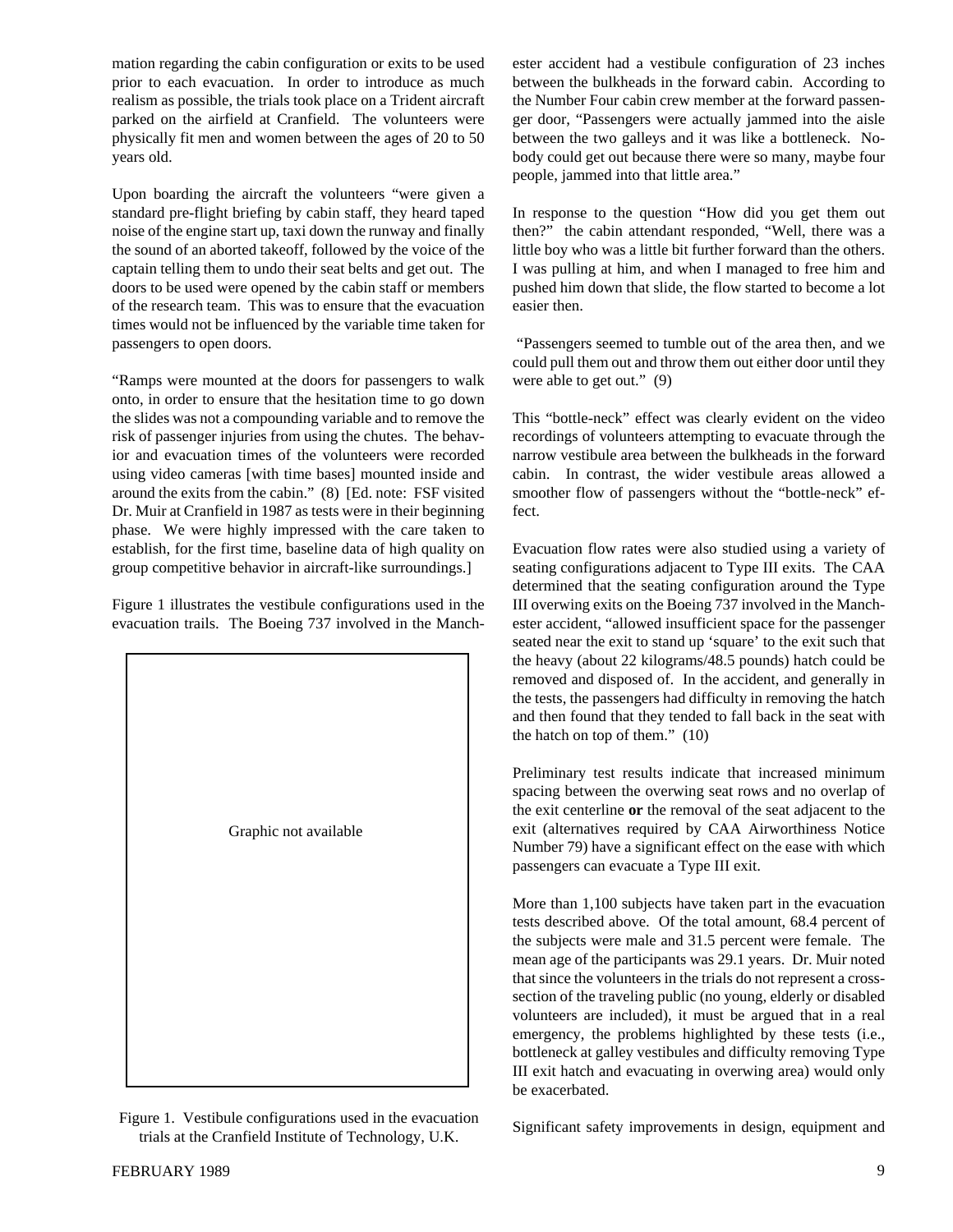mation regarding the cabin configuration or exits to be used prior to each evacuation. In order to introduce as much realism as possible, the trials took place on a Trident aircraft parked on the airfield at Cranfield. The volunteers were physically fit men and women between the ages of 20 to 50 years old.

Upon boarding the aircraft the volunteers "were given a standard pre-flight briefing by cabin staff, they heard taped noise of the engine start up, taxi down the runway and finally the sound of an aborted takeoff, followed by the voice of the captain telling them to undo their seat belts and get out. The doors to be used were opened by the cabin staff or members of the research team. This was to ensure that the evacuation times would not be influenced by the variable time taken for passengers to open doors.

"Ramps were mounted at the doors for passengers to walk onto, in order to ensure that the hesitation time to go down the slides was not a compounding variable and to remove the risk of passenger injuries from using the chutes. The behavior and evacuation times of the volunteers were recorded using video cameras [with time bases] mounted inside and around the exits from the cabin." (8) [Ed. note: FSF visited Dr. Muir at Cranfield in 1987 as tests were in their beginning phase. We were highly impressed with the care taken to establish, for the first time, baseline data of high quality on group competitive behavior in aircraft-like surroundings.]

Figure 1 illustrates the vestibule configurations used in the evacuation trails. The Boeing 737 involved in the Manchester accident had a vestibule configuration of 23 inches between the bulkheads in the forward cabin. According to the Number Four cabin crew member at the forward passenger door, "Passengers were actually jammed into the aisle between the two galleys and it was like a bottleneck. Nobody could get out because there were so many, maybe four people, jammed into that little area."

Graphic not available

Figure 1. Vestibule configurations used in the evacuation trials at the Cranfield Institute of Technology, U.K.

In response to the question "How did you get them out then?" the cabin attendant responded, "Well, there was a little boy who was a little bit further forward than the others. I was pulling at him, and when I managed to free him and pushed him down that slide, the flow started to become a lot easier then.

"Passengers seemed to tumble out of the area then, and we could pull them out and throw them out either door until they were able to get out." (9)

This "bottle-neck" effect was clearly evident on the video recordings of volunteers attempting to evacuate through the narrow vestibule area between the bulkheads in the forward cabin. In contrast, the wider vestibule areas allowed a smoother flow of passengers without the "bottle-neck" effect.

Evacuation flow rates were also studied using a variety of seating configurations adjacent to Type III exits. The CAA determined that the seating configuration around the Type III overwing exits on the Boeing 737 involved in the Manchester accident, "allowed insufficient space for the passenger seated near the exit to stand up 'square' to the exit such that the heavy (about 22 kilograms/48.5 pounds) hatch could be removed and disposed of. In the accident, and generally in the tests, the passengers had difficulty in removing the hatch and then found that they tended to fall back in the seat with the hatch on top of them." (10)

Preliminary test results indicate that increased minimum spacing between the overwing seat rows and no overlap of the exit centerline **or** the removal of the seat adjacent to the exit (alternatives required by CAA Airworthiness Notice Number 79) have a significant effect on the ease with which passengers can evacuate a Type III exit.

More than 1,100 subjects have taken part in the evacuation tests described above. Of the total amount, 68.4 percent of the subjects were male and 31.5 percent were female. The mean age of the participants was 29.1 years. Dr. Muir noted that since the volunteers in the trials do not represent a cross-section of the traveling public (no young, elderly or disabled volunteers are included), it must be argued that in a real emergency, the problems highlighted by these tests (i.e., bottleneck at galley vestibules and difficulty removing Type III exit hatch and evacuating in overwing area) would only be exacerbated.

Significant safety improvements in design, equipment and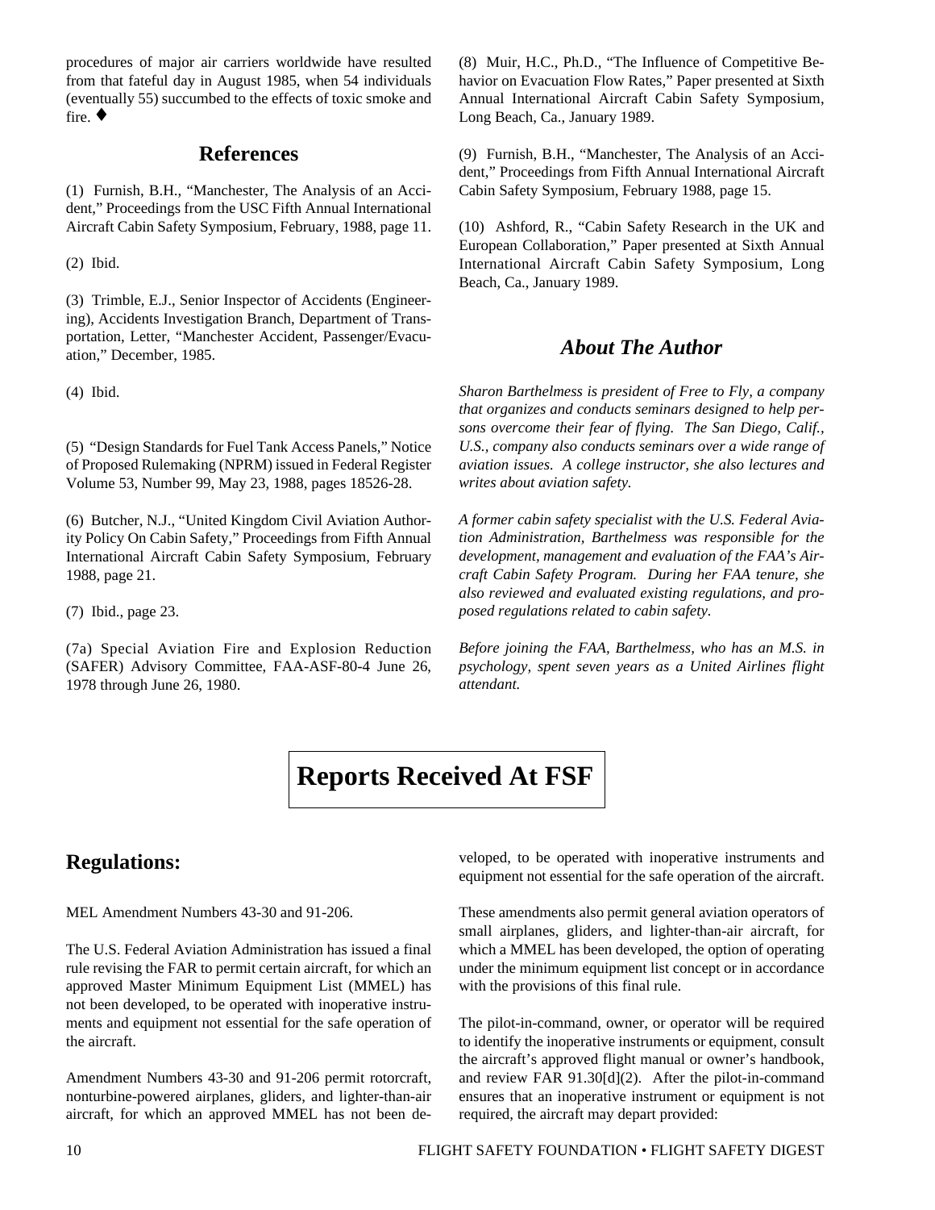procedures of major air carriers worldwide have resulted from that fateful day in August 1985, when 54 individuals (eventually 55) succumbed to the effects of toxic smoke and fire. ♦

## References

(1) Furnish, B.H., "Manchester, The Analysis of an Accident," Proceedings from the USC Fifth Annual International Aircraft Cabin Safety Symposium, February, 1988, page 11.

(2) Ibid.

(3) Trimble, E.J., Senior Inspector of Accidents (Engineering), Accidents Investigation Branch, Department of Transportation, Letter, "Manchester Accident, Passenger/Evacuation," December, 1985.

(4) Ibid.

(5) "Design Standards for Fuel Tank Access Panels," Notice of Proposed Rulemaking (NPRM) issued in Federal Register Volume 53, Number 99, May 23, 1988, pages 18526-28.

(6) Butcher, N.J., "United Kingdom Civil Aviation Authority Policy On Cabin Safety," Proceedings from Fifth Annual International Aircraft Cabin Safety Symposium, February 1988, page 21.

(7) Ibid., page 23.

(7a) Special Aviation Fire and Explosion Reduction (SAFER) Advisory Committee, FAA-ASF-80-4 June 26, 1978 through June 26, 1980.

(8) Muir, H.C., Ph.D., "The Influence of Competitive Behavior on Evacuation Flow Rates," Paper presented at Sixth Annual International Aircraft Cabin Safety Symposium, Long Beach, Ca., January 1989.

(9) Furnish, B.H., "Manchester, The Analysis of an Accident," Proceedings from Fifth Annual International Aircraft Cabin Safety Symposium, February 1988, page 15.

(10) Ashford, R., "Cabin Safety Research in the UK and European Collaboration," Paper presented at Sixth Annual International Aircraft Cabin Safety Symposium, Long Beach, Ca., January 1989.

## *About The Author*

*Sharon Barthelmess is president of Free to Fly, a company that organizes and conducts seminars designed to help persons overcome their fear of flying. The San Diego, Calif., U.S., company also conducts seminars over a wide range of aviation issues. A college instructor, she also lectures and writes about aviation safety.*

*A former cabin safety specialist with the U.S. Federal Aviation Administration, Barthelmess was responsible for the development, management and evaluation of the FAA's Aircraft Cabin Safety Program. During her FAA tenure, she also reviewed and evaluated existing regulations, and proposed regulations related to cabin safety.*

*Before joining the FAA, Barthelmess, who has an M.S. in psychology, spent seven years as a United Airlines flight attendant.*

# Reports Received At FSF

## Regulations:

MEL Amendment Numbers 43-30 and 91-206.

The U.S. Federal Aviation Administration has issued a final rule revising the FAR to permit certain aircraft, for which an approved Master Minimum Equipment List (MMEL) has not been developed, to be operated with inoperative instruments and equipment not essential for the safe operation of the aircraft.

Amendment Numbers 43-30 and 91-206 permit rotorcraft, nonturbine-powered airplanes, gliders, and lighter-than-air aircraft, for which an approved MMEL has not been developed, to be operated with inoperative instruments and equipment not essential for the safe operation of the aircraft.

These amendments also permit general aviation operators of small airplanes, gliders, and lighter-than-air aircraft, for which a MMEL has been developed, the option of operating under the minimum equipment list concept or in accordance with the provisions of this final rule.

The pilot-in-command, owner, or operator will be required to identify the inoperative instruments or equipment, consult the aircraft's approved flight manual or owner's handbook, and review FAR 91.30[d](2). After the pilot-in-command ensures that an inoperative instrument or equipment is not required, the aircraft may depart provided: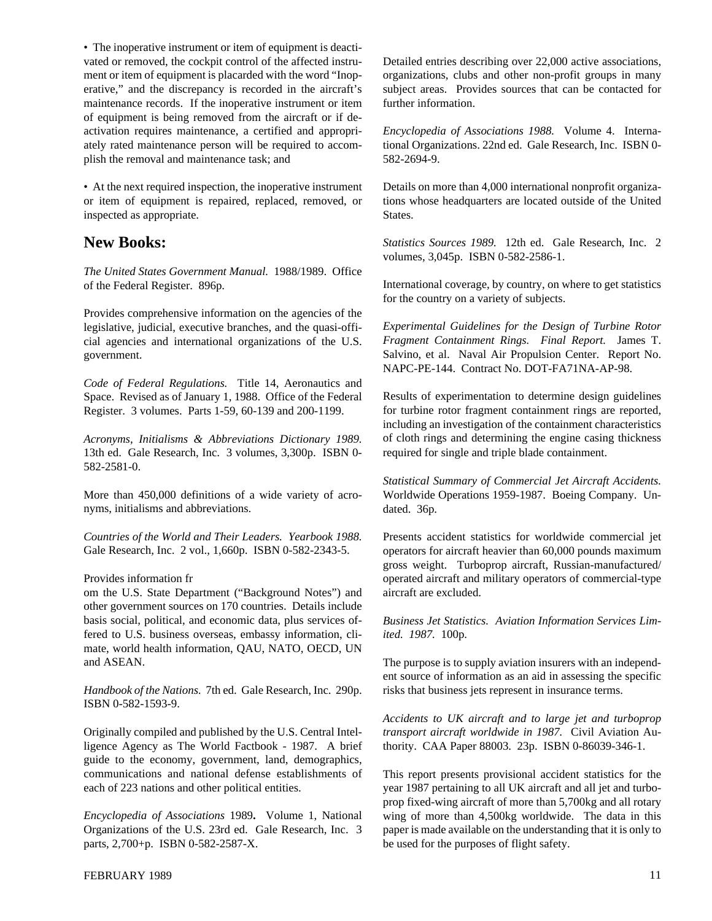• The inoperative instrument or item of equipment is deactivated or removed, the cockpit control of the affected instrument or item of equipment is placarded with the word "Inoperative," and the discrepancy is recorded in the aircraft's maintenance records. If the inoperative instrument or item of equipment is being removed from the aircraft or if deactivation requires maintenance, a certified and appropriately rated maintenance person will be required to accomplish the removal and maintenance task; and

• At the next required inspection, the inoperative instrument or item of equipment is repaired, replaced, removed, or inspected as appropriate.

## New Books:

*The United States Government Manual.* 1988/1989. Office of the Federal Register. 896p.

Provides comprehensive information on the agencies of the legislative, judicial, executive branches, and the quasi-official agencies and international organizations of the U.S. government.

*Code of Federal Regulations.* Title 14, Aeronautics and Space. Revised as of January 1, 1988. Office of the Federal Register. 3 volumes. Parts 1-59, 60-139 and 200-1199.

*Acronyms, Initialisms & Abbreviations Dictionary 1989.* 13th ed. Gale Research, Inc. 3 volumes, 3,300p. ISBN 0-582-2581-0.

More than 450,000 definitions of a wide variety of acronyms, initialisms and abbreviations.

*Countries of the World and Their Leaders. Yearbook 1988.* Gale Research, Inc. 2 vol., 1,660p. ISBN 0-582-2343-5.

Provides information fr
om the U.S. State Department ("Background Notes") and other government sources on 170 countries. Details include basis social, political, and economic data, plus services offered to U.S. business overseas, embassy information, climate, world health information, QAU, NATO, OECD, UN and ASEAN.

*Handbook of the Nations.* 7th ed. Gale Research, Inc. 290p. ISBN 0-582-1593-9.

Originally compiled and published by the U.S. Central Intelligence Agency as The World Factbook - 1987. A brief guide to the economy, government, land, demographics, communications and national defense establishments of each of 223 nations and other political entities.

*Encyclopedia of Associations* 1989**.** Volume 1, National Organizations of the U.S. 23rd ed. Gale Research, Inc. 3 parts, 2,700+p. ISBN 0-582-2587-X.

Detailed entries describing over 22,000 active associations, organizations, clubs and other non-profit groups in many subject areas. Provides sources that can be contacted for further information.

*Encyclopedia of Associations 1988.* Volume 4. International Organizations. 22nd ed. Gale Research, Inc. ISBN 0-582-2694-9.

Details on more than 4,000 international nonprofit organizations whose headquarters are located outside of the United States.

*Statistics Sources 1989.* 12th ed. Gale Research, Inc. 2 volumes, 3,045p. ISBN 0-582-2586-1.

International coverage, by country, on where to get statistics for the country on a variety of subjects.

*Experimental Guidelines for the Design of Turbine Rotor Fragment Containment Rings. Final Report.* James T. Salvino, et al. Naval Air Propulsion Center. Report No. NAPC-PE-144. Contract No. DOT-FA71NA-AP-98.

Results of experimentation to determine design guidelines for turbine rotor fragment containment rings are reported, including an investigation of the containment characteristics of cloth rings and determining the engine casing thickness required for single and triple blade containment.

*Statistical Summary of Commercial Jet Aircraft Accidents.* Worldwide Operations 1959-1987. Boeing Company. Undated. 36p.

Presents accident statistics for worldwide commercial jet operators for aircraft heavier than 60,000 pounds maximum gross weight. Turboprop aircraft, Russian-manufactured/operated aircraft and military operators of commercial-type aircraft are excluded.

*Business Jet Statistics. Aviation Information Services Limited. 1987.* 100p.

The purpose is to supply aviation insurers with an independent source of information as an aid in assessing the specific risks that business jets represent in insurance terms.

*Accidents to UK aircraft and to large jet and turboprop transport aircraft worldwide in 1987.* Civil Aviation Authority. CAA Paper 88003. 23p. ISBN 0-86039-346-1.

This report presents provisional accident statistics for the year 1987 pertaining to all UK aircraft and all jet and turboprop fixed-wing aircraft of more than 5,700kg and all rotary wing of more than 4,500kg worldwide. The data in this paper is made available on the understanding that it is only to be used for the purposes of flight safety.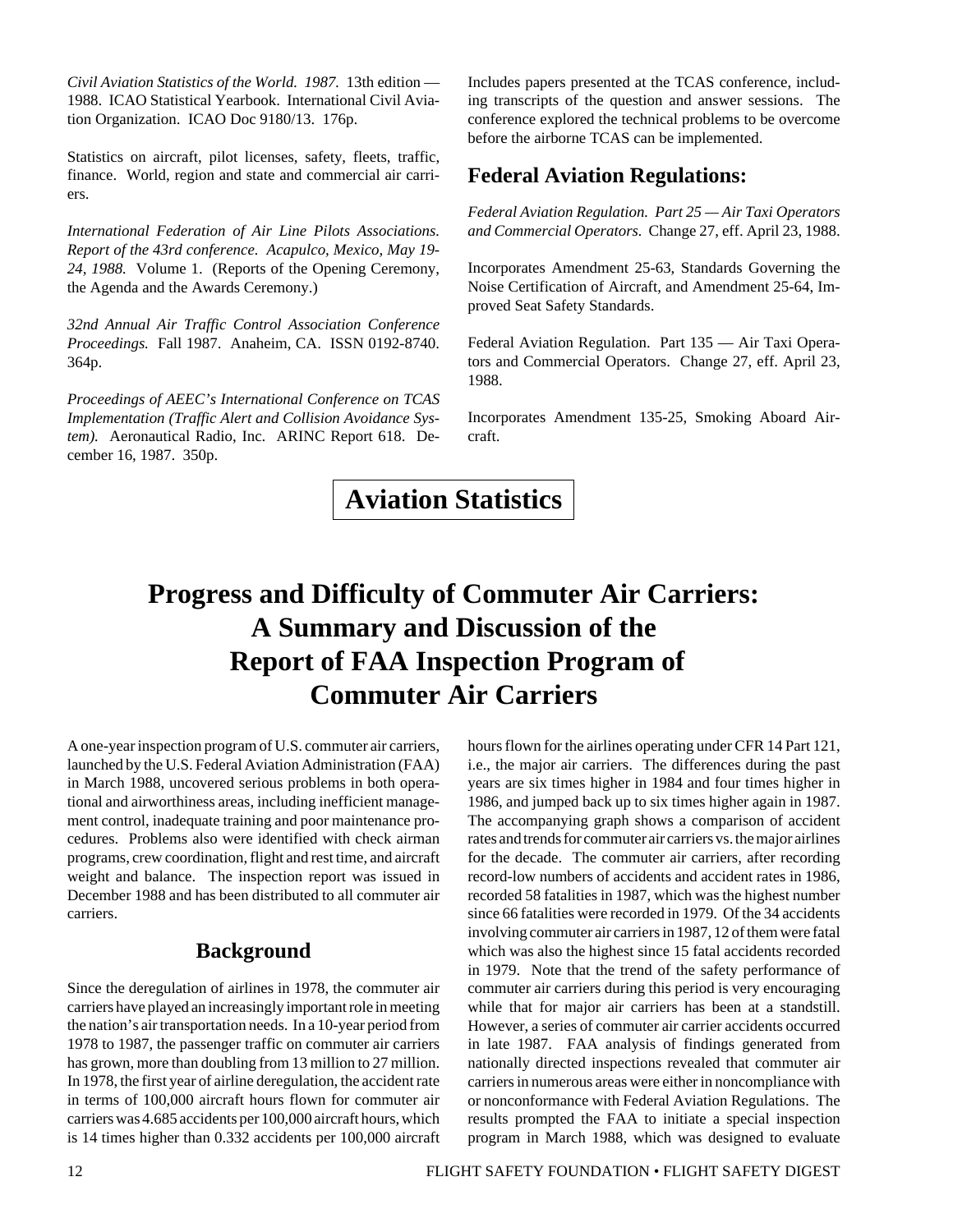*Civil Aviation Statistics of the World. 1987.* 13th edition — 1988. ICAO Statistical Yearbook. International Civil Aviation Organization. ICAO Doc 9180/13. 176p.

Statistics on aircraft, pilot licenses, safety, fleets, traffic, finance. World, region and state and commercial air carriers.

*International Federation of Air Line Pilots Associations. Report of the 43rd conference. Acapulco, Mexico, May 19-24, 1988.* Volume 1. (Reports of the Opening Ceremony, the Agenda and the Awards Ceremony.)

*32nd Annual Air Traffic Control Association Conference Proceedings.* Fall 1987. Anaheim, CA. ISSN 0192-8740. 364p.

*Proceedings of AEEC's International Conference on TCAS Implementation (Traffic Alert and Collision Avoidance System).* Aeronautical Radio, Inc. ARINC Report 618. December 16, 1987. 350p.

Includes papers presented at the TCAS conference, including transcripts of the question and answer sessions. The conference explored the technical problems to be overcome before the airborne TCAS can be implemented.

## Federal Aviation Regulations:

*Federal Aviation Regulation. Part 25 — Air Taxi Operators and Commercial Operators.* Change 27, eff. April 23, 1988.

Incorporates Amendment 25-63, Standards Governing the Noise Certification of Aircraft, and Amendment 25-64, Improved Seat Safety Standards.

Federal Aviation Regulation. Part 135 — Air Taxi Operators and Commercial Operators. Change 27, eff. April 23, 1988.

Incorporates Amendment 135-25, Smoking Aboard Aircraft.

# Aviation Statistics

# Progress and Difficulty of Commuter Air Carriers: A Summary and Discussion of the Report of FAA Inspection Program of Commuter Air Carriers

A one-year inspection program of U.S. commuter air carriers, launched by the U.S. Federal Aviation Administration (FAA) in March 1988, uncovered serious problems in both operational and airworthiness areas, including inefficient management control, inadequate training and poor maintenance procedures. Problems also were identified with check airman programs, crew coordination, flight and rest time, and aircraft weight and balance. The inspection report was issued in December 1988 and has been distributed to all commuter air carriers.

## Background

Since the deregulation of airlines in 1978, the commuter air carriers have played an increasingly important role in meeting the nation's air transportation needs. In a 10-year period from 1978 to 1987, the passenger traffic on commuter air carriers has grown, more than doubling from 13 million to 27 million. In 1978, the first year of airline deregulation, the accident rate in terms of 100,000 aircraft hours flown for commuter air carriers was 4.685 accidents per 100,000 aircraft hours, which is 14 times higher than 0.332 accidents per 100,000 aircraft hours flown for the airlines operating under CFR 14 Part 121, i.e., the major air carriers. The differences during the past years are six times higher in 1984 and four times higher in 1986, and jumped back up to six times higher again in 1987. The accompanying graph shows a comparison of accident rates and trends for commuter air carriers vs. the major airlines for the decade. The commuter air carriers, after recording record-low numbers of accidents and accident rates in 1986, recorded 58 fatalities in 1987, which was the highest number since 66 fatalities were recorded in 1979. Of the 34 accidents involving commuter air carriers in 1987, 12 of them were fatal which was also the highest since 15 fatal accidents recorded in 1979. Note that the trend of the safety performance of commuter air carriers during this period is very encouraging while that for major air carriers has been at a standstill. However, a series of commuter air carrier accidents occurred in late 1987. FAA analysis of findings generated from nationally directed inspections revealed that commuter air carriers in numerous areas were either in noncompliance with or nonconformance with Federal Aviation Regulations. The results prompted the FAA to initiate a special inspection program in March 1988, which was designed to evaluate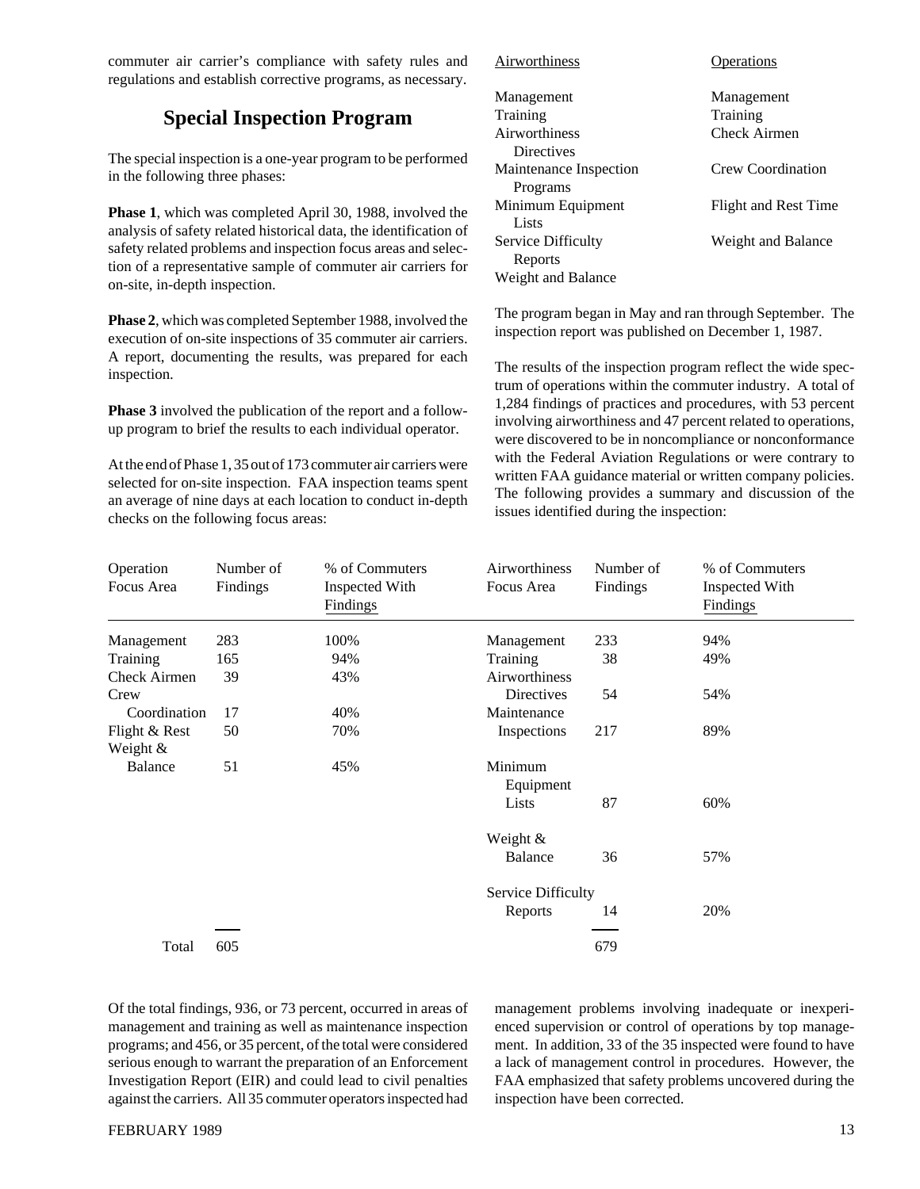commuter air carrier's compliance with safety rules and regulations and establish corrective programs, as necessary.

## Special Inspection Program

The special inspection is a one-year program to be performed in the following three phases:

**Phase 1**, which was completed April 30, 1988, involved the analysis of safety related historical data, the identification of safety related problems and inspection focus areas and selection of a representative sample of commuter air carriers for on-site, in-depth inspection.

**Phase 2**, which was completed September 1988, involved the execution of on-site inspections of 35 commuter air carriers. A report, documenting the results, was prepared for each inspection.

**Phase 3** involved the publication of the report and a follow-up program to brief the results to each individual operator.

At the end of Phase 1, 35 out of 173 commuter air carriers were selected for on-site inspection. FAA inspection teams spent an average of nine days at each location to conduct in-depth checks on the following focus areas:

| Airworthiness | Operations |
|---|---|
| Management | Management |
| Training | Training |
| Airworthiness Directives | Check Airmen |
| Maintenance Inspection Programs | Crew Coordination |
| Minimum Equipment Lists | Flight and Rest Time |
| Service Difficulty Reports | Weight and Balance |
| Weight and Balance | |

The program began in May and ran through September. The inspection report was published on December 1, 1987.

The results of the inspection program reflect the wide spectrum of operations within the commuter industry. A total of 1,284 findings of practices and procedures, with 53 percent involving airworthiness and 47 percent related to operations, were discovered to be in noncompliance or nonconformance with the Federal Aviation Regulations or were contrary to written FAA guidance material or written company policies. The following provides a summary and discussion of the issues identified during the inspection:

| Operation Focus Area | Number of Findings | % of Commuters Inspected With Findings | Airworthiness Focus Area | Number of Findings | % of Commuters Inspected With Findings |
|---|---|---|---|---|---|
| Management | 283 | 100% | Management | 233 | 94% |
| Training | 165 | 94% | Training | 38 | 49% |
| Check Airmen | 39 | 43% | Airworthiness Directives | 54 | 54% |
| Crew Coordination | 17 | 40% | Maintenance Inspections | 217 | 89% |
| Flight & Rest | 50 | 70% | Minimum Equipment Lists | 87 | 60% |
| Weight & Balance | 51 | 45% | Weight & Balance | 36 | 57% |
| | | | Service Difficulty Reports | 14 | 20% |
| Total | 605 | | | 679 | |

Of the total findings, 936, or 73 percent, occurred in areas of management and training as well as maintenance inspection programs; and 456, or 35 percent, of the total were considered serious enough to warrant the preparation of an Enforcement Investigation Report (EIR) and could lead to civil penalties against the carriers. All 35 commuter operators inspected had management problems involving inadequate or inexperienced supervision or control of operations by top management. In addition, 33 of the 35 inspected were found to have a lack of management control in procedures. However, the FAA emphasized that safety problems uncovered during the inspection have been corrected.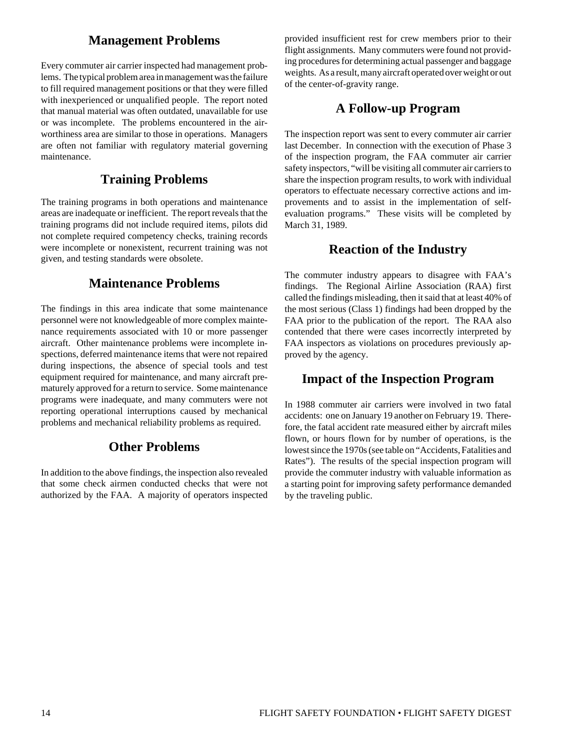## Management Problems

Every commuter air carrier inspected had management problems. The typical problem area in management was the failure to fill required management positions or that they were filled with inexperienced or unqualified people. The report noted that manual material was often outdated, unavailable for use or was incomplete. The problems encountered in the airworthiness area are similar to those in operations. Managers are often not familiar with regulatory material governing maintenance.

## Training Problems

The training programs in both operations and maintenance areas are inadequate or inefficient. The report reveals that the training programs did not include required items, pilots did not complete required competency checks, training records were incomplete or nonexistent, recurrent training was not given, and testing standards were obsolete.

## Maintenance Problems

The findings in this area indicate that some maintenance personnel were not knowledgeable of more complex maintenance requirements associated with 10 or more passenger aircraft. Other maintenance problems were incomplete inspections, deferred maintenance items that were not repaired during inspections, the absence of special tools and test equipment required for maintenance, and many aircraft prematurely approved for a return to service. Some maintenance programs were inadequate, and many commuters were not reporting operational interruptions caused by mechanical problems and mechanical reliability problems as required.

## Other Problems

In addition to the above findings, the inspection also revealed that some check airmen conducted checks that were not authorized by the FAA. A majority of operators inspected provided insufficient rest for crew members prior to their flight assignments. Many commuters were found not providing procedures for determining actual passenger and baggage weights. As a result, many aircraft operated over weight or out of the center-of-gravity range.

## A Follow-up Program

The inspection report was sent to every commuter air carrier last December. In connection with the execution of Phase 3 of the inspection program, the FAA commuter air carrier safety inspectors, "will be visiting all commuter air carriers to share the inspection program results, to work with individual operators to effectuate necessary corrective actions and improvements and to assist in the implementation of self-evaluation programs." These visits will be completed by March 31, 1989.

## Reaction of the Industry

The commuter industry appears to disagree with FAA's findings. The Regional Airline Association (RAA) first called the findings misleading, then it said that at least 40% of the most serious (Class 1) findings had been dropped by the FAA prior to the publication of the report. The RAA also contended that there were cases incorrectly interpreted by FAA inspectors as violations on procedures previously approved by the agency.

## Impact of the Inspection Program

In 1988 commuter air carriers were involved in two fatal accidents: one on January 19 another on February 19. Therefore, the fatal accident rate measured either by aircraft miles flown, or hours flown for by number of operations, is the lowest since the 1970s (see table on "Accidents, Fatalities and Rates"). The results of the special inspection program will provide the commuter industry with valuable information as a starting point for improving safety performance demanded by the traveling public.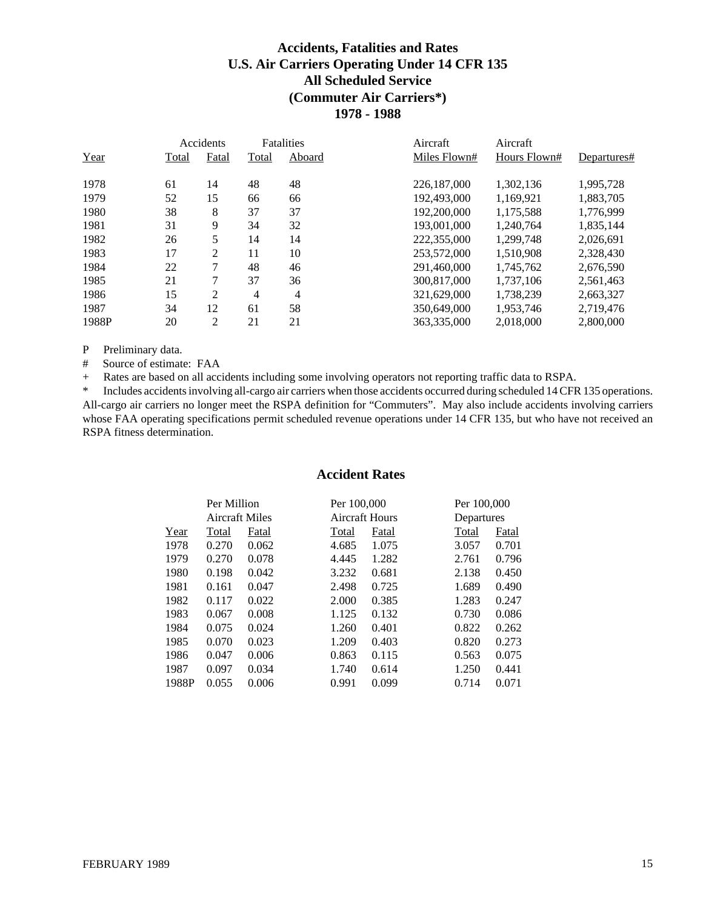# Accidents, Fatalities and Rates
# U.S. Air Carriers Operating Under 14 CFR 135
# All Scheduled Service
# (Commuter Air Carriers*)
# 1978 - 1988

| | Accidents | | Fatalities | | Aircraft | Aircraft | |
|---|---|---|---|---|---|---|---|
| Year | Total | Fatal | Total | Aboard | Miles Flown# | Hours Flown# | Departures# |
| 1978 | 61 | 14 | 48 | 48 | 226,187,000 | 1,302,136 | 1,995,728 |
| 1979 | 52 | 15 | 66 | 66 | 192,493,000 | 1,169,921 | 1,883,705 |
| 1980 | 38 | 8 | 37 | 37 | 192,200,000 | 1,175,588 | 1,776,999 |
| 1981 | 31 | 9 | 34 | 32 | 193,001,000 | 1,240,764 | 1,835,144 |
| 1982 | 26 | 5 | 14 | 14 | 222,355,000 | 1,299,748 | 2,026,691 |
| 1983 | 17 | 2 | 11 | 10 | 253,572,000 | 1,510,908 | 2,328,430 |
| 1984 | 22 | 7 | 48 | 46 | 291,460,000 | 1,745,762 | 2,676,590 |
| 1985 | 21 | 7 | 37 | 36 | 300,817,000 | 1,737,106 | 2,561,463 |
| 1986 | 15 | 2 | 4 | 4 | 321,629,000 | 1,738,239 | 2,663,327 |
| 1987 | 34 | 12 | 61 | 58 | 350,649,000 | 1,953,746 | 2,719,476 |
| 1988P | 20 | 2 | 21 | 21 | 363,335,000 | 2,018,000 | 2,800,000 |

P Preliminary data.

# Source of estimate: FAA

+ Rates are based on all accidents including some involving operators not reporting traffic data to RSPA.

* Includes accidents involving all-cargo air carriers when those accidents occurred during scheduled 14 CFR 135 operations. All-cargo air carriers no longer meet the RSPA definition for "Commuters". May also include accidents involving carriers whose FAA operating specifications permit scheduled revenue operations under 14 CFR 135, but who have not received an RSPA fitness determination.

## Accident Rates

| | Per Million Aircraft Miles | | Per 100,000 Aircraft Hours | | Per 100,000 Departures | |
|---|---|---|---|---|---|---|
| Year | Total | Fatal | Total | Fatal | Total | Fatal |
| 1978 | 0.270 | 0.062 | 4.685 | 1.075 | 3.057 | 0.701 |
| 1979 | 0.270 | 0.078 | 4.445 | 1.282 | 2.761 | 0.796 |
| 1980 | 0.198 | 0.042 | 3.232 | 0.681 | 2.138 | 0.450 |
| 1981 | 0.161 | 0.047 | 2.498 | 0.725 | 1.689 | 0.490 |
| 1982 | 0.117 | 0.022 | 2.000 | 0.385 | 1.283 | 0.247 |
| 1983 | 0.067 | 0.008 | 1.125 | 0.132 | 0.730 | 0.086 |
| 1984 | 0.075 | 0.024 | 1.260 | 0.401 | 0.822 | 0.262 |
| 1985 | 0.070 | 0.023 | 1.209 | 0.403 | 0.820 | 0.273 |
| 1986 | 0.047 | 0.006 | 0.863 | 0.115 | 0.563 | 0.075 |
| 1987 | 0.097 | 0.034 | 1.740 | 0.614 | 1.250 | 0.441 |
| 1988P | 0.055 | 0.006 | 0.991 | 0.099 | 0.714 | 0.071 |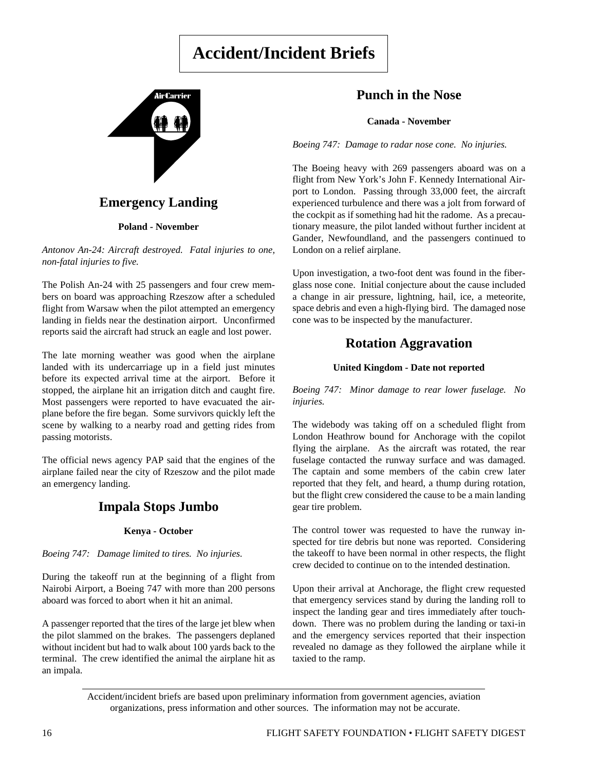# Accident/Incident Briefs

## Emergency Landing

**Poland - November**

*Antonov An-24: Aircraft destroyed. Fatal injuries to one, non-fatal injuries to five.*

The Polish An-24 with 25 passengers and four crew members on board was approaching Rzeszow after a scheduled flight from Warsaw when the pilot attempted an emergency landing in fields near the destination airport. Unconfirmed reports said the aircraft had struck an eagle and lost power.

The late morning weather was good when the airplane landed with its undercarriage up in a field just minutes before its expected arrival time at the airport. Before it stopped, the airplane hit an irrigation ditch and caught fire. Most passengers were reported to have evacuated the airplane before the fire began. Some survivors quickly left the scene by walking to a nearby road and getting rides from passing motorists.

The official news agency PAP said that the engines of the airplane failed near the city of Rzeszow and the pilot made an emergency landing.

## Impala Stops Jumbo

**Kenya - October**

*Boeing 747: Damage limited to tires. No injuries.*

During the takeoff run at the beginning of a flight from Nairobi Airport, a Boeing 747 with more than 200 persons aboard was forced to abort when it hit an animal.

A passenger reported that the tires of the large jet blew when the pilot slammed on the brakes. The passengers deplaned without incident but had to walk about 100 yards back to the terminal. The crew identified the animal the airplane hit as an impala.

## Punch in the Nose

**Canada - November**

*Boeing 747: Damage to radar nose cone. No injuries.*

The Boeing heavy with 269 passengers aboard was on a flight from New York's John F. Kennedy International Airport to London. Passing through 33,000 feet, the aircraft experienced turbulence and there was a jolt from forward of the cockpit as if something had hit the radome. As a precautionary measure, the pilot landed without further incident at Gander, Newfoundland, and the passengers continued to London on a relief airplane.

Upon investigation, a two-foot dent was found in the fiberglass nose cone. Initial conjecture about the cause included a change in air pressure, lightning, hail, ice, a meteorite, space debris and even a high-flying bird. The damaged nose cone was to be inspected by the manufacturer.

## Rotation Aggravation

**United Kingdom - Date not reported**

*Boeing 747: Minor damage to rear lower fuselage. No injuries.*

The widebody was taking off on a scheduled flight from London Heathrow bound for Anchorage with the copilot flying the airplane. As the aircraft was rotated, the rear fuselage contacted the runway surface and was damaged. The captain and some members of the cabin crew later reported that they felt, and heard, a thump during rotation, but the flight crew considered the cause to be a main landing gear tire problem.

The control tower was requested to have the runway inspected for tire debris but none was reported. Considering the takeoff to have been normal in other respects, the flight crew decided to continue on to the intended destination.

Upon their arrival at Anchorage, the flight crew requested that emergency services stand by during the landing roll to inspect the landing gear and tires immediately after touchdown. There was no problem during the landing or taxi-in and the emergency services reported that their inspection revealed no damage as they followed the airplane while it taxied to the ramp.

---

Accident/incident briefs are based upon preliminary information from government agencies, aviation organizations, press information and other sources. The information may not be accurate.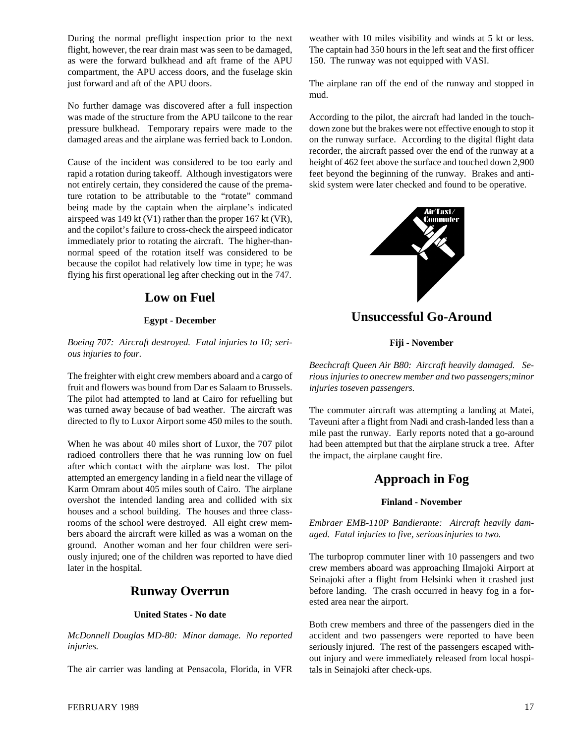During the normal preflight inspection prior to the next flight, however, the rear drain mast was seen to be damaged, as were the forward bulkhead and aft frame of the APU compartment, the APU access doors, and the fuselage skin just forward and aft of the APU doors.

No further damage was discovered after a full inspection was made of the structure from the APU tailcone to the rear pressure bulkhead. Temporary repairs were made to the damaged areas and the airplane was ferried back to London.

Cause of the incident was considered to be too early and rapid a rotation during takeoff. Although investigators were not entirely certain, they considered the cause of the premature rotation to be attributable to the "rotate" command being made by the captain when the airplane's indicated airspeed was 149 kt (V1) rather than the proper 167 kt (VR), and the copilot's failure to cross-check the airspeed indicator immediately prior to rotating the aircraft. The higher-than-normal speed of the rotation itself was considered to be because the copilot had relatively low time in type; he was flying his first operational leg after checking out in the 747.

## Low on Fuel

**Egypt - December**

*Boeing 707: Aircraft destroyed. Fatal injuries to 10; serious injuries to four.*

The freighter with eight crew members aboard and a cargo of fruit and flowers was bound from Dar es Salaam to Brussels. The pilot had attempted to land at Cairo for refuelling but was turned away because of bad weather. The aircraft was directed to fly to Luxor Airport some 450 miles to the south.

When he was about 40 miles short of Luxor, the 707 pilot radioed controllers there that he was running low on fuel after which contact with the airplane was lost. The pilot attempted an emergency landing in a field near the village of Karm Omram about 405 miles south of Cairo. The airplane overshot the intended landing area and collided with six houses and a school building. The houses and three classrooms of the school were destroyed. All eight crew members aboard the aircraft were killed as was a woman on the ground. Another woman and her four children were seriously injured; one of the children was reported to have died later in the hospital.

## Runway Overrun

**United States - No date**

*McDonnell Douglas MD-80: Minor damage. No reported injuries.*

The air carrier was landing at Pensacola, Florida, in VFR weather with 10 miles visibility and winds at 5 kt or less. The captain had 350 hours in the left seat and the first officer 150. The runway was not equipped with VASI.

The airplane ran off the end of the runway and stopped in mud.

According to the pilot, the aircraft had landed in the touchdown zone but the brakes were not effective enough to stop it on the runway surface. According to the digital flight data recorder, the aircraft passed over the end of the runway at a height of 462 feet above the surface and touched down 2,900 feet beyond the beginning of the runway. Brakes and anti-skid system were later checked and found to be operative.

AirTaxi/Commuter

## Unsuccessful Go-Around

**Fiji - November**

*Beechcraft Queen Air B80: Aircraft heavily damaged. Serious injuries to one crew member and two passengers; minor injuries to seven passengers.*

The commuter aircraft was attempting a landing at Matei, Taveuni after a flight from Nadi and crash-landed less than a mile past the runway. Early reports noted that a go-around had been attempted but that the airplane struck a tree. After the impact, the airplane caught fire.

## Approach in Fog

**Finland - November**

*Embraer EMB-110P Bandierante: Aircraft heavily damaged. Fatal injuries to five, serious injuries to two.*

The turboprop commuter liner with 10 passengers and two crew members aboard was approaching Ilmajoki Airport at Seinajoki after a flight from Helsinki when it crashed just before landing. The crash occurred in heavy fog in a forested area near the airport.

Both crew members and three of the passengers died in the accident and two passengers were reported to have been seriously injured. The rest of the passengers escaped without injury and were immediately released from local hospitals in Seinajoki after check-ups.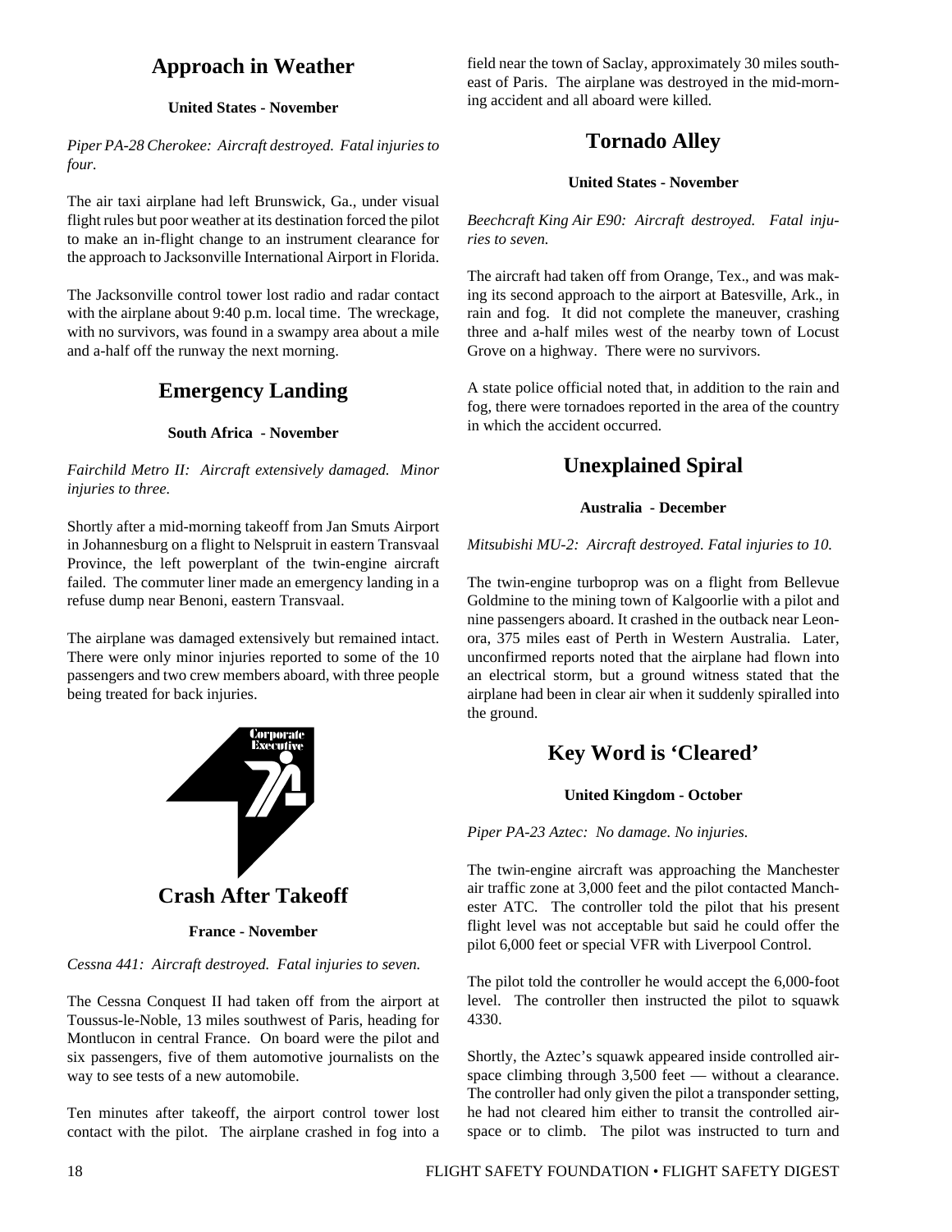## Approach in Weather

**United States - November**

*Piper PA-28 Cherokee: Aircraft destroyed. Fatal injuries to four.*

The air taxi airplane had left Brunswick, Ga., under visual flight rules but poor weather at its destination forced the pilot to make an in-flight change to an instrument clearance for the approach to Jacksonville International Airport in Florida.

The Jacksonville control tower lost radio and radar contact with the airplane about 9:40 p.m. local time. The wreckage, with no survivors, was found in a swampy area about a mile and a-half off the runway the next morning.

## Emergency Landing

**South Africa - November**

*Fairchild Metro II: Aircraft extensively damaged. Minor injuries to three.*

Shortly after a mid-morning takeoff from Jan Smuts Airport in Johannesburg on a flight to Nelspruit in eastern Transvaal Province, the left powerplant of the twin-engine aircraft failed. The commuter liner made an emergency landing in a refuse dump near Benoni, eastern Transvaal.

The airplane was damaged extensively but remained intact. There were only minor injuries reported to some of the 10 passengers and two crew members aboard, with three people being treated for back injuries.

Corporate Executive

## Crash After Takeoff

**France - November**

*Cessna 441: Aircraft destroyed. Fatal injuries to seven.*

The Cessna Conquest II had taken off from the airport at Toussus-le-Noble, 13 miles southwest of Paris, heading for Montlucon in central France. On board were the pilot and six passengers, five of them automotive journalists on the way to see tests of a new automobile.

Ten minutes after takeoff, the airport control tower lost contact with the pilot. The airplane crashed in fog into a field near the town of Saclay, approximately 30 miles southeast of Paris. The airplane was destroyed in the mid-morning accident and all aboard were killed.

## Tornado Alley

**United States - November**

*Beechcraft King Air E90: Aircraft destroyed. Fatal injuries to seven.*

The aircraft had taken off from Orange, Tex., and was making its second approach to the airport at Batesville, Ark., in rain and fog. It did not complete the maneuver, crashing three and a-half miles west of the nearby town of Locust Grove on a highway. There were no survivors.

A state police official noted that, in addition to the rain and fog, there were tornadoes reported in the area of the country in which the accident occurred.

## Unexplained Spiral

**Australia - December**

*Mitsubishi MU-2: Aircraft destroyed. Fatal injuries to 10.*

The twin-engine turboprop was on a flight from Bellevue Goldmine to the mining town of Kalgoorlie with a pilot and nine passengers aboard. It crashed in the outback near Leonora, 375 miles east of Perth in Western Australia. Later, unconfirmed reports noted that the airplane had flown into an electrical storm, but a ground witness stated that the airplane had been in clear air when it suddenly spiralled into the ground.

## Key Word is 'Cleared'

**United Kingdom - October**

*Piper PA-23 Aztec: No damage. No injuries.*

The twin-engine aircraft was approaching the Manchester air traffic zone at 3,000 feet and the pilot contacted Manchester ATC. The controller told the pilot that his present flight level was not acceptable but said he could offer the pilot 6,000 feet or special VFR with Liverpool Control.

The pilot told the controller he would accept the 6,000-foot level. The controller then instructed the pilot to squawk 4330.

Shortly, the Aztec's squawk appeared inside controlled airspace climbing through 3,500 feet — without a clearance. The controller had only given the pilot a transponder setting, he had not cleared him either to transit the controlled airspace or to climb. The pilot was instructed to turn and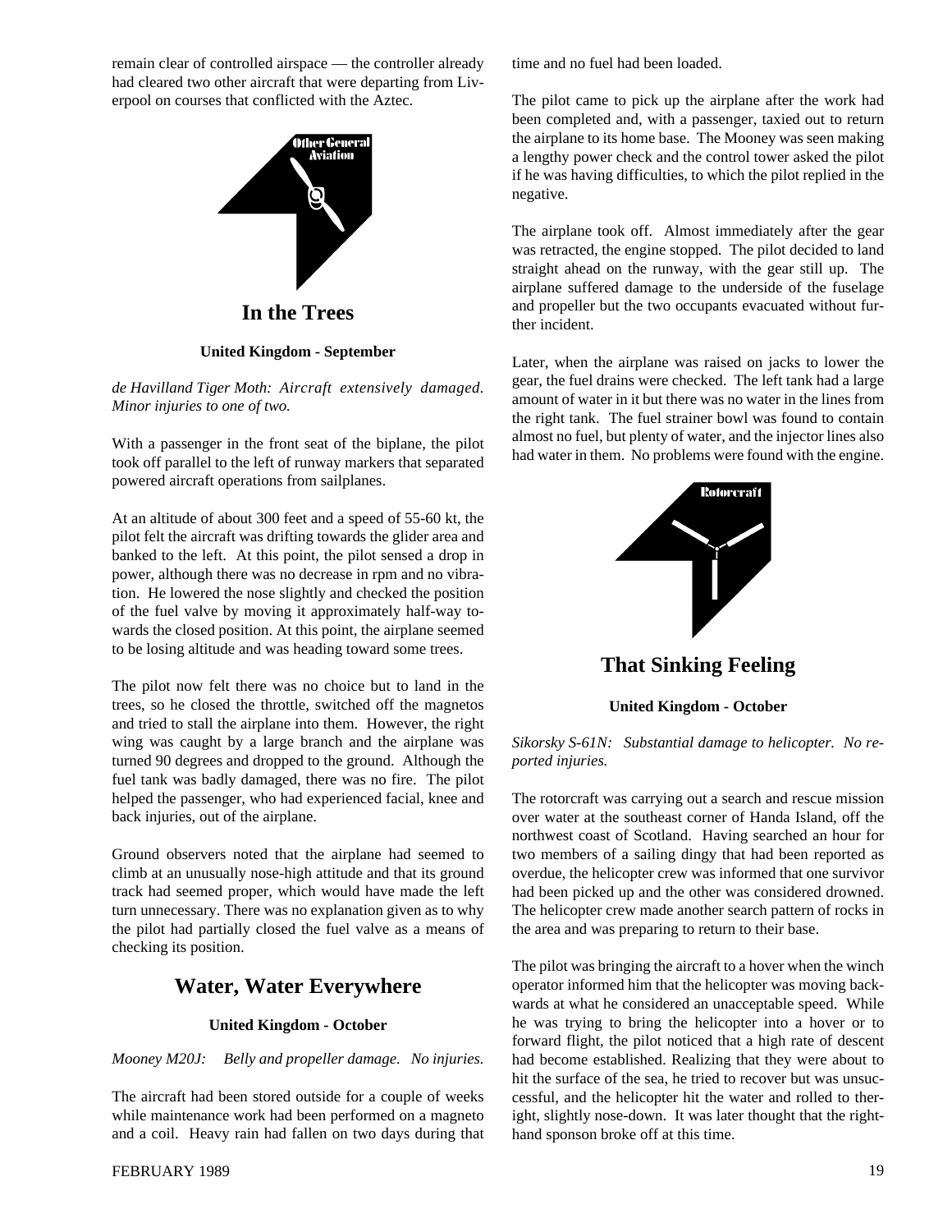remain clear of controlled airspace — the controller already had cleared two other aircraft that were departing from Liverpool on courses that conflicted with the Aztec.

## In the Trees

**United Kingdom - September**

*de Havilland Tiger Moth: Aircraft extensively damaged. Minor injuries to one of two.*

With a passenger in the front seat of the biplane, the pilot took off parallel to the left of runway markers that separated powered aircraft operations from sailplanes.

At an altitude of about 300 feet and a speed of 55-60 kt, the pilot felt the aircraft was drifting towards the glider area and banked to the left. At this point, the pilot sensed a drop in power, although there was no decrease in rpm and no vibration. He lowered the nose slightly and checked the position of the fuel valve by moving it approximately half-way towards the closed position. At this point, the airplane seemed to be losing altitude and was heading toward some trees.

The pilot now felt there was no choice but to land in the trees, so he closed the throttle, switched off the magnetos and tried to stall the airplane into them. However, the right wing was caught by a large branch and the airplane was turned 90 degrees and dropped to the ground. Although the fuel tank was badly damaged, there was no fire. The pilot helped the passenger, who had experienced facial, knee and back injuries, out of the airplane.

Ground observers noted that the airplane had seemed to climb at an unusually nose-high attitude and that its ground track had seemed proper, which would have made the left turn unnecessary. There was no explanation given as to why the pilot had partially closed the fuel valve as a means of checking its position.

## Water, Water Everywhere

**United Kingdom - October**

*Mooney M20J: Belly and propeller damage. No injuries.*

The aircraft had been stored outside for a couple of weeks while maintenance work had been performed on a magneto and a coil. Heavy rain had fallen on two days during that time and no fuel had been loaded.

The pilot came to pick up the airplane after the work had been completed and, with a passenger, taxied out to return the airplane to its home base. The Mooney was seen making a lengthy power check and the control tower asked the pilot if he was having difficulties, to which the pilot replied in the negative.

The airplane took off. Almost immediately after the gear was retracted, the engine stopped. The pilot decided to land straight ahead on the runway, with the gear still up. The airplane suffered damage to the underside of the fuselage and propeller but the two occupants evacuated without further incident.

Later, when the airplane was raised on jacks to lower the gear, the fuel drains were checked. The left tank had a large amount of water in it but there was no water in the lines from the right tank. The fuel strainer bowl was found to contain almost no fuel, but plenty of water, and the injector lines also had water in them. No problems were found with the engine.

## That Sinking Feeling

**United Kingdom - October**

*Sikorsky S-61N: Substantial damage to helicopter. No reported injuries.*

The rotorcraft was carrying out a search and rescue mission over water at the southeast corner of Handa Island, off the northwest coast of Scotland. Having searched an hour for two members of a sailing dingy that had been reported as overdue, the helicopter crew was informed that one survivor had been picked up and the other was considered drowned. The helicopter crew made another search pattern of rocks in the area and was preparing to return to their base.

The pilot was bringing the aircraft to a hover when the winch operator informed him that the helicopter was moving backwards at what he considered an unacceptable speed. While he was trying to bring the helicopter into a hover or to forward flight, the pilot noticed that a high rate of descent had become established. Realizing that they were about to hit the surface of the sea, he tried to recover but was unsuccessful, and the helicopter hit the water and rolled to theright, slightly nose-down. It was later thought that the right-hand sponson broke off at this time.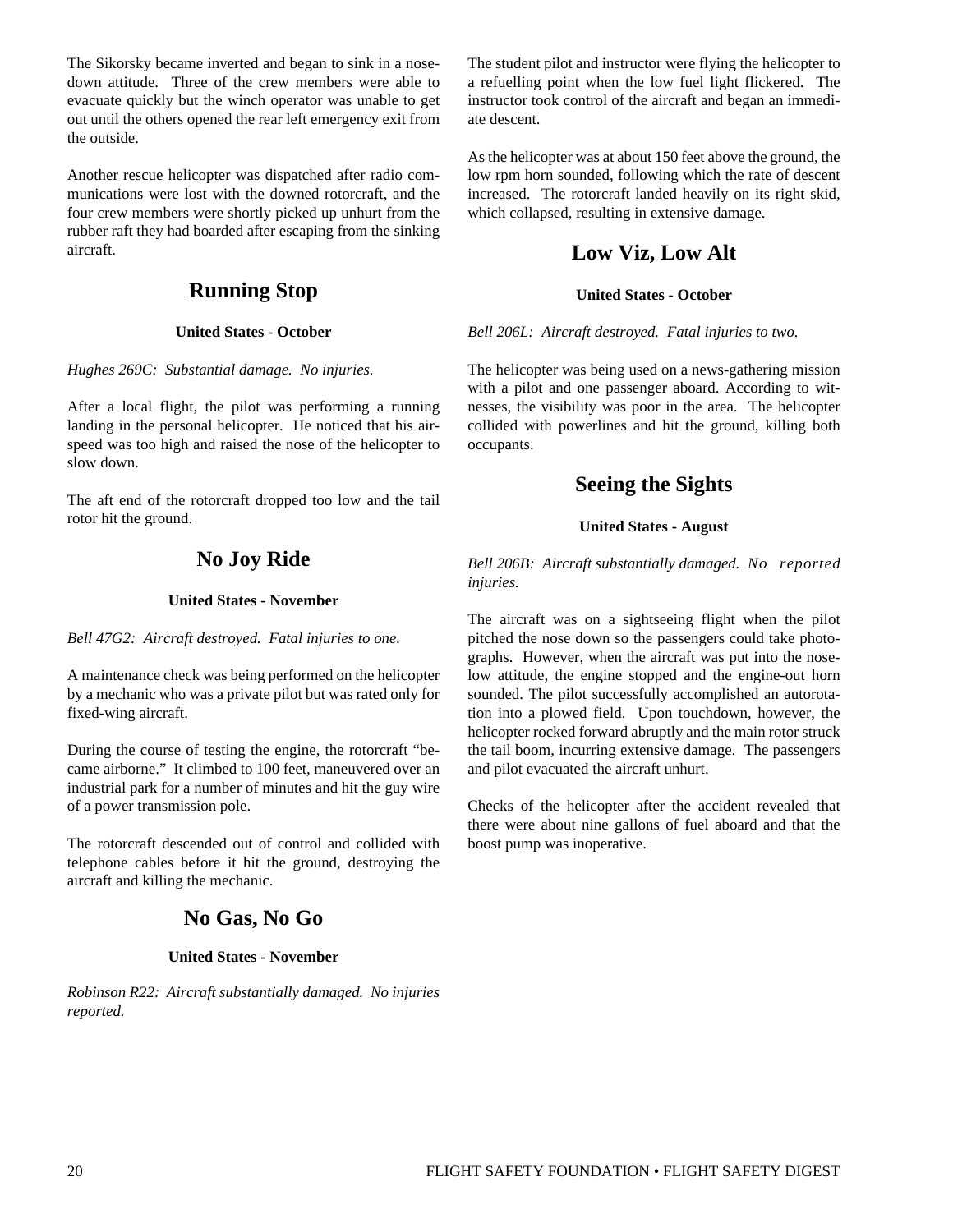The Sikorsky became inverted and began to sink in a nose-down attitude. Three of the crew members were able to evacuate quickly but the winch operator was unable to get out until the others opened the rear left emergency exit from the outside.

Another rescue helicopter was dispatched after radio communications were lost with the downed rotorcraft, and the four crew members were shortly picked up unhurt from the rubber raft they had boarded after escaping from the sinking aircraft.

## Running Stop

**United States - October**

*Hughes 269C: Substantial damage. No injuries.*

After a local flight, the pilot was performing a running landing in the personal helicopter. He noticed that his airspeed was too high and raised the nose of the helicopter to slow down.

The aft end of the rotorcraft dropped too low and the tail rotor hit the ground.

## No Joy Ride

**United States - November**

*Bell 47G2: Aircraft destroyed. Fatal injuries to one.*

A maintenance check was being performed on the helicopter by a mechanic who was a private pilot but was rated only for fixed-wing aircraft.

During the course of testing the engine, the rotorcraft "became airborne." It climbed to 100 feet, maneuvered over an industrial park for a number of minutes and hit the guy wire of a power transmission pole.

The rotorcraft descended out of control and collided with telephone cables before it hit the ground, destroying the aircraft and killing the mechanic.

## No Gas, No Go

**United States - November**

*Robinson R22: Aircraft substantially damaged. No injuries reported.*

The student pilot and instructor were flying the helicopter to a refuelling point when the low fuel light flickered. The instructor took control of the aircraft and began an immediate descent.

As the helicopter was at about 150 feet above the ground, the low rpm horn sounded, following which the rate of descent increased. The rotorcraft landed heavily on its right skid, which collapsed, resulting in extensive damage.

## Low Viz, Low Alt

**United States - October**

*Bell 206L: Aircraft destroyed. Fatal injuries to two.*

The helicopter was being used on a news-gathering mission with a pilot and one passenger aboard. According to witnesses, the visibility was poor in the area. The helicopter collided with powerlines and hit the ground, killing both occupants.

## Seeing the Sights

**United States - August**

*Bell 206B: Aircraft substantially damaged. No reported injuries.*

The aircraft was on a sightseeing flight when the pilot pitched the nose down so the passengers could take photographs. However, when the aircraft was put into the nose-low attitude, the engine stopped and the engine-out horn sounded. The pilot successfully accomplished an autorotation into a plowed field. Upon touchdown, however, the helicopter rocked forward abruptly and the main rotor struck the tail boom, incurring extensive damage. The passengers and pilot evacuated the aircraft unhurt.

Checks of the helicopter after the accident revealed that there were about nine gallons of fuel aboard and that the boost pump was inoperative.